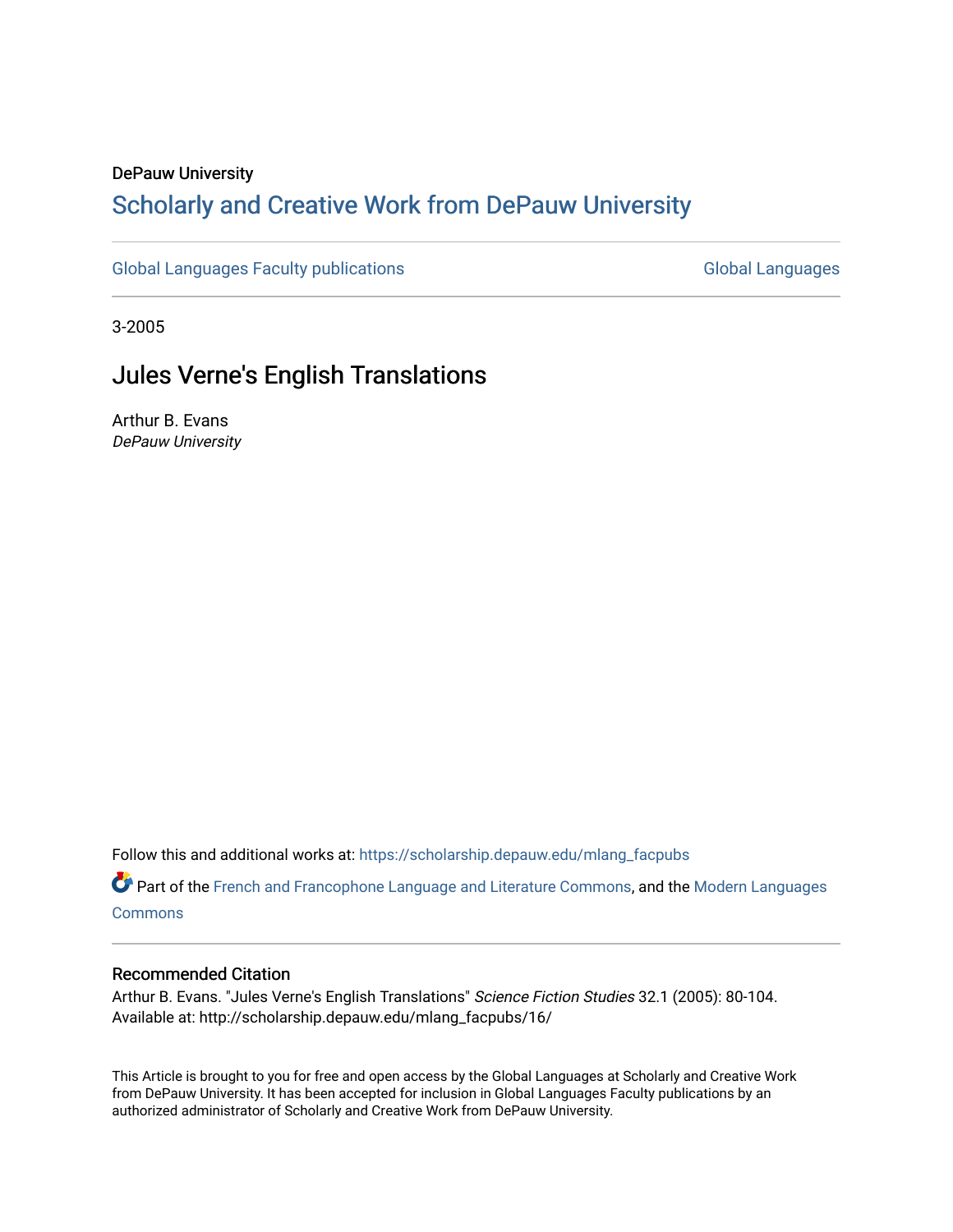DePauw University

# Scholarly and Creative Work from DePauw University

Global Languages Faculty publications | Global Languages

3-2005

## Jules Verne's English Translations

Arthur B. Evans
*DePauw University*

Follow this and additional works at: https://scholarship.depauw.edu/mlang_facpubs

Part of the French and Francophone Language and Literature Commons, and the Modern Languages Commons

### Recommended Citation

Arthur B. Evans. "Jules Verne's English Translations" *Science Fiction Studies* 32.1 (2005): 80-104.
Available at: http://scholarship.depauw.edu/mlang_facpubs/16/

This Article is brought to you for free and open access by the Global Languages at Scholarly and Creative Work from DePauw University. It has been accepted for inclusion in Global Languages Faculty publications by an authorized administrator of Scholarly and Creative Work from DePauw University.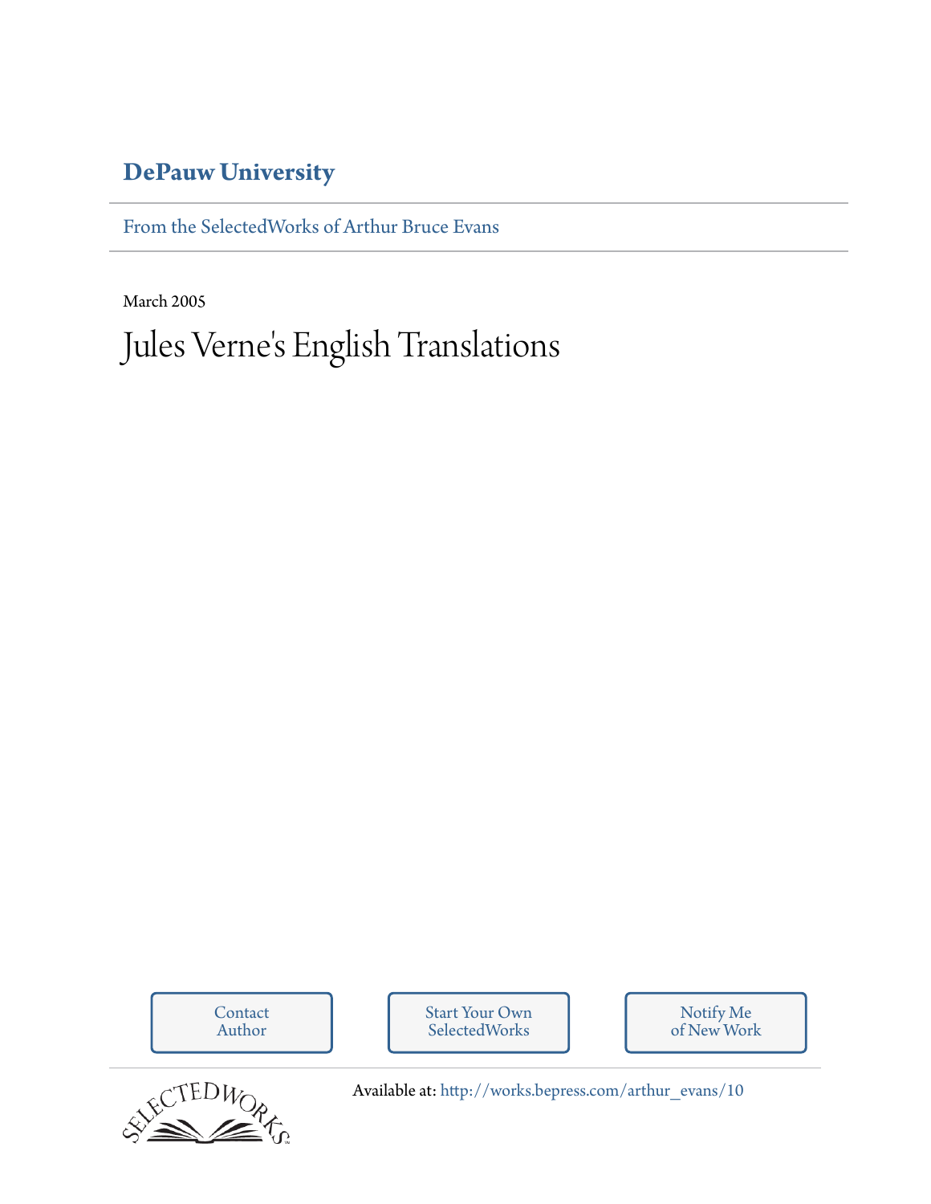**DePauw University**

From the SelectedWorks of Arthur Bruce Evans

March 2005

# Jules Verne's English Translations

Contact Author

Start Your Own SelectedWorks

Notify Me of New Work

Available at: http://works.bepress.com/arthur_evans/10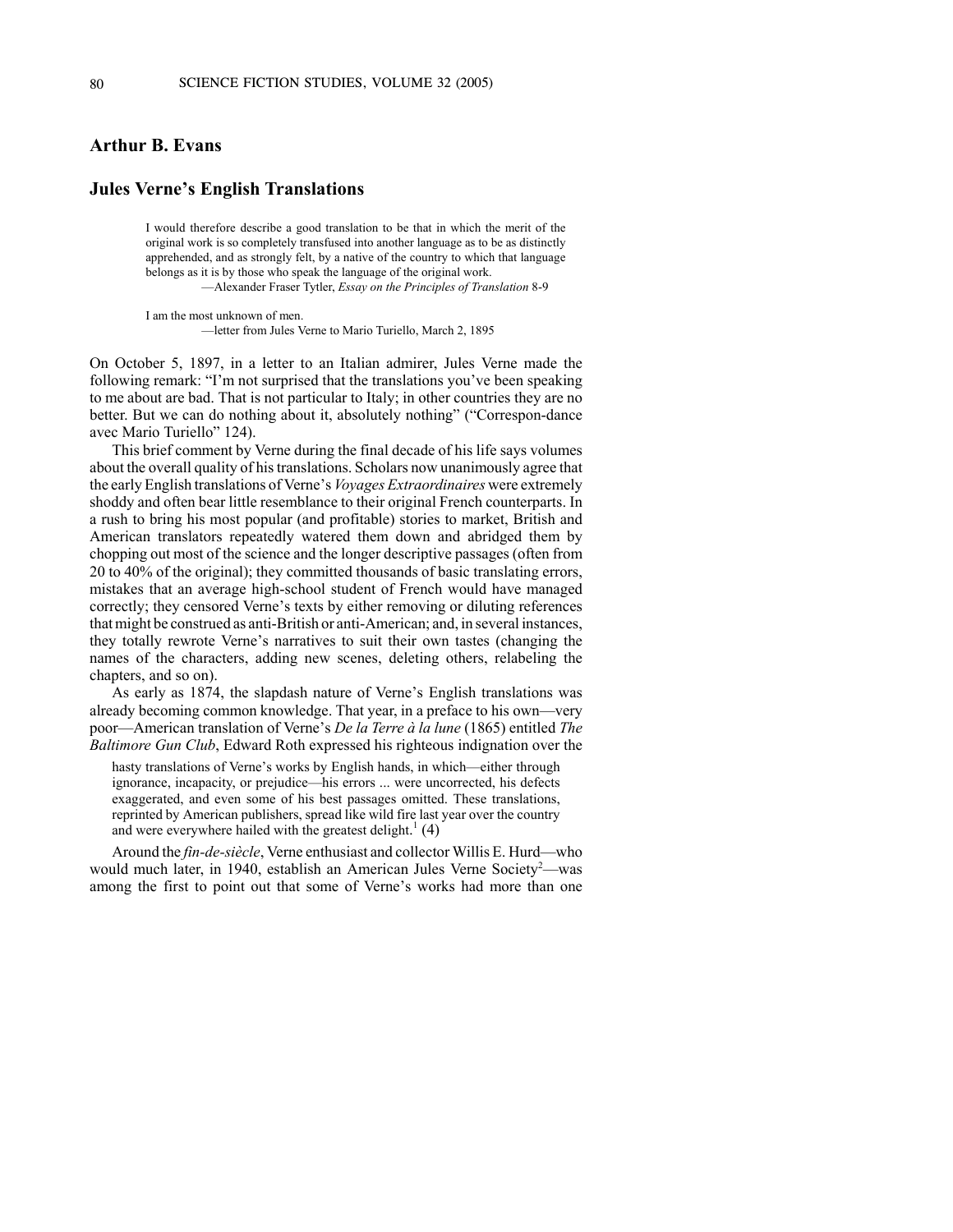## Arthur B. Evans

## Jules Verne's English Translations

> I would therefore describe a good translation to be that in which the merit of the original work is so completely transfused into another language as to be as distinctly apprehended, and as strongly felt, by a native of the country to which that language belongs as it is by those who speak the language of the original work.
>
> —Alexander Fraser Tytler, *Essay on the Principles of Translation* 8-9

> I am the most unknown of men.
>
> —letter from Jules Verne to Mario Turiello, March 2, 1895

On October 5, 1897, in a letter to an Italian admirer, Jules Verne made the following remark: "I'm not surprised that the translations you've been speaking to me about are bad. That is not particular to Italy; in other countries they are no better. But we can do nothing about it, absolutely nothing" ("Correspon-dance avec Mario Turiello" 124).

This brief comment by Verne during the final decade of his life says volumes about the overall quality of his translations. Scholars now unanimously agree that the early English translations of Verne's *Voyages Extraordinaires* were extremely shoddy and often bear little resemblance to their original French counterparts. In a rush to bring his most popular (and profitable) stories to market, British and American translators repeatedly watered them down and abridged them by chopping out most of the science and the longer descriptive passages (often from 20 to 40% of the original); they committed thousands of basic translating errors, mistakes that an average high-school student of French would have managed correctly; they censored Verne's texts by either removing or diluting references that might be construed as anti-British or anti-American; and, in several instances, they totally rewrote Verne's narratives to suit their own tastes (changing the names of the characters, adding new scenes, deleting others, relabeling the chapters, and so on).

As early as 1874, the slapdash nature of Verne's English translations was already becoming common knowledge. That year, in a preface to his own—very poor—American translation of Verne's *De la Terre à la lune* (1865) entitled *The Baltimore Gun Club*, Edward Roth expressed his righteous indignation over the

> hasty translations of Verne's works by English hands, in which—either through ignorance, incapacity, or prejudice—his errors ... were uncorrected, his defects exaggerated, and even some of his best passages omitted. These translations, reprinted by American publishers, spread like wild fire last year over the country and were everywhere hailed with the greatest delight.[1] (4)

Around the *fin-de-siècle*, Verne enthusiast and collector Willis E. Hurd—who would much later, in 1940, establish an American Jules Verne Society[2]—was among the first to point out that some of Verne's works had more than one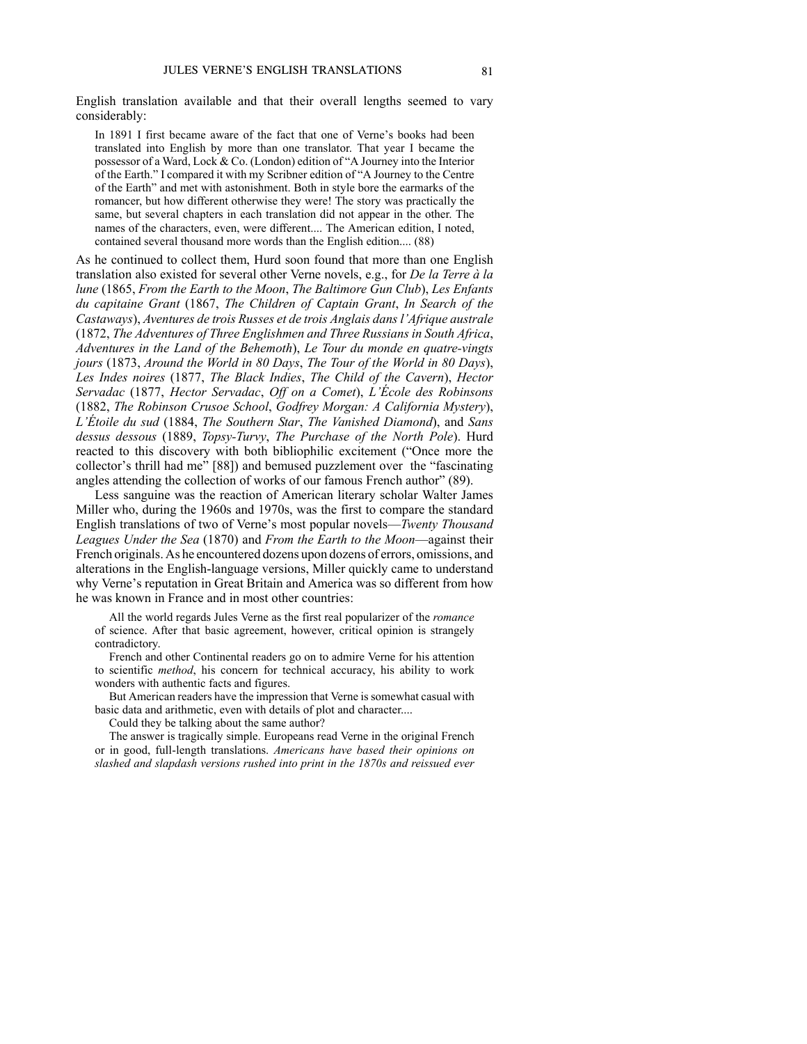English translation available and that their overall lengths seemed to vary considerably:

> In 1891 I first became aware of the fact that one of Verne's books had been translated into English by more than one translator. That year I became the possessor of a Ward, Lock & Co. (London) edition of "A Journey into the Interior of the Earth." I compared it with my Scribner edition of "A Journey to the Centre of the Earth" and met with astonishment. Both in style bore the earmarks of the romancer, but how different otherwise they were! The story was practically the same, but several chapters in each translation did not appear in the other. The names of the characters, even, were different.... The American edition, I noted, contained several thousand more words than the English edition.... (88)

As he continued to collect them, Hurd soon found that more than one English translation also existed for several other Verne novels, e.g., for *De la Terre à la lune* (1865, *From the Earth to the Moon*, *The Baltimore Gun Club*), *Les Enfants du capitaine Grant* (1867, *The Children of Captain Grant*, *In Search of the Castaways*), *Aventures de trois Russes et de trois Anglais dans l'Afrique australe* (1872, *The Adventures of Three Englishmen and Three Russians in South Africa*, *Adventures in the Land of the Behemoth*), *Le Tour du monde en quatre-vingts jours* (1873, *Around the World in 80 Days*, *The Tour of the World in 80 Days*), *Les Indes noires* (1877, *The Black Indies*, *The Child of the Cavern*), *Hector Servadac* (1877, *Hector Servadac*, *Off on a Comet*), *L'École des Robinsons* (1882, *The Robinson Crusoe School*, *Godfrey Morgan: A California Mystery*), *L'Étoile du sud* (1884, *The Southern Star*, *The Vanished Diamond*), and *Sans dessus dessous* (1889, *Topsy-Turvy*, *The Purchase of the North Pole*). Hurd reacted to this discovery with both bibliophilic excitement ("Once more the collector's thrill had me" [88]) and bemused puzzlement over the "fascinating angles attending the collection of works of our famous French author" (89).

Less sanguine was the reaction of American literary scholar Walter James Miller who, during the 1960s and 1970s, was the first to compare the standard English translations of two of Verne's most popular novels—*Twenty Thousand Leagues Under the Sea* (1870) and *From the Earth to the Moon*—against their French originals. As he encountered dozens upon dozens of errors, omissions, and alterations in the English-language versions, Miller quickly came to understand why Verne's reputation in Great Britain and America was so different from how he was known in France and in most other countries:

> All the world regards Jules Verne as the first real popularizer of the *romance* of science. After that basic agreement, however, critical opinion is strangely contradictory.
>
> French and other Continental readers go on to admire Verne for his attention to scientific *method*, his concern for technical accuracy, his ability to work wonders with authentic facts and figures.
>
> But American readers have the impression that Verne is somewhat casual with basic data and arithmetic, even with details of plot and character....
>
> Could they be talking about the same author?
>
> The answer is tragically simple. Europeans read Verne in the original French or in good, full-length translations. *Americans have based their opinions on slashed and slapdash versions rushed into print in the 1870s and reissued ever*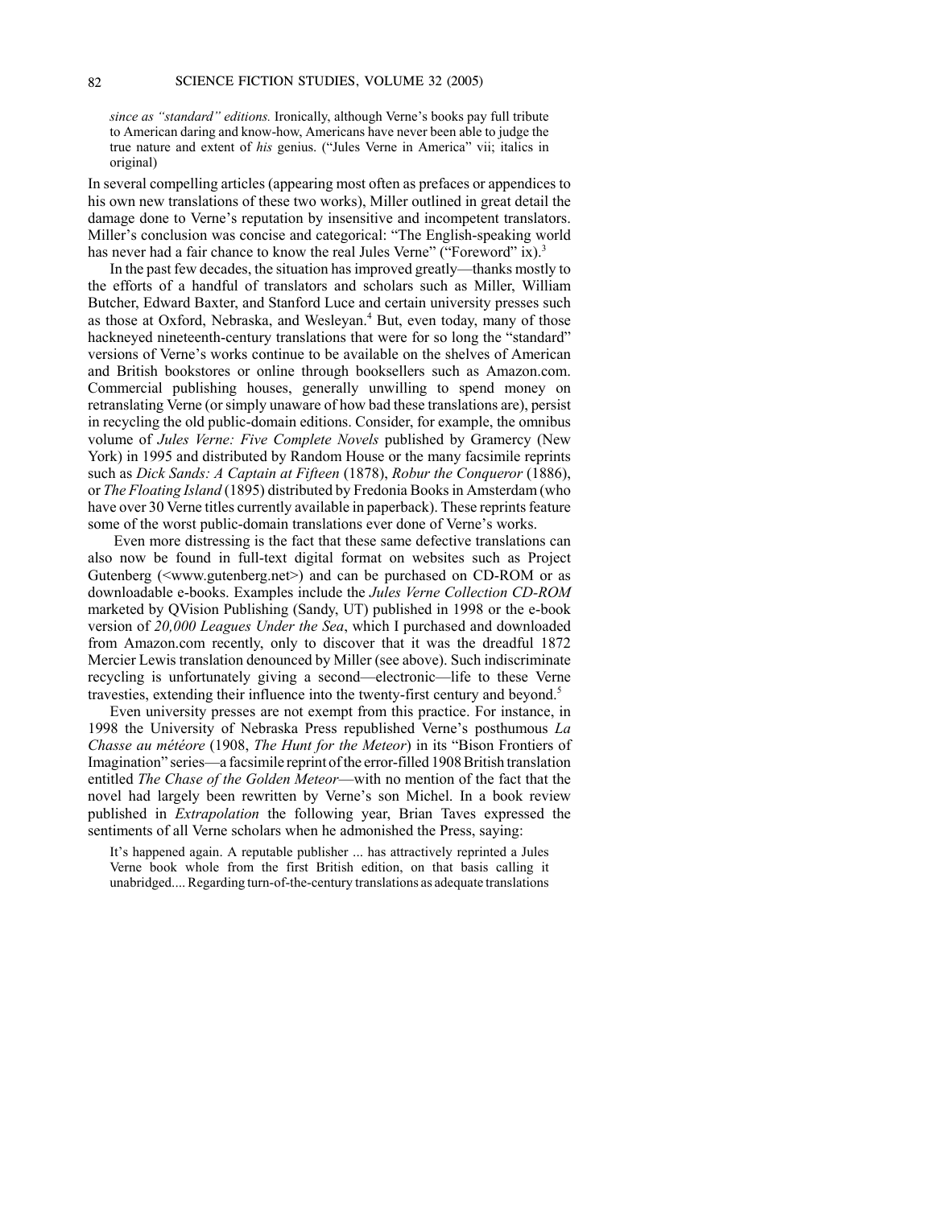> *since as "standard" editions.* Ironically, although Verne's books pay full tribute to American daring and know-how, Americans have never been able to judge the true nature and extent of *his* genius. ("Jules Verne in America" vii; italics in original)

In several compelling articles (appearing most often as prefaces or appendices to his own new translations of these two works), Miller outlined in great detail the damage done to Verne's reputation by insensitive and incompetent translators. Miller's conclusion was concise and categorical: "The English-speaking world has never had a fair chance to know the real Jules Verne" ("Foreword" ix).[3]

In the past few decades, the situation has improved greatly—thanks mostly to the efforts of a handful of translators and scholars such as Miller, William Butcher, Edward Baxter, and Stanford Luce and certain university presses such as those at Oxford, Nebraska, and Wesleyan.[4] But, even today, many of those hackneyed nineteenth-century translations that were for so long the "standard" versions of Verne's works continue to be available on the shelves of American and British bookstores or online through booksellers such as Amazon.com. Commercial publishing houses, generally unwilling to spend money on retranslating Verne (or simply unaware of how bad these translations are), persist in recycling the old public-domain editions. Consider, for example, the omnibus volume of *Jules Verne: Five Complete Novels* published by Gramercy (New York) in 1995 and distributed by Random House or the many facsimile reprints such as *Dick Sands: A Captain at Fifteen* (1878), *Robur the Conqueror* (1886), or *The Floating Island* (1895) distributed by Fredonia Books in Amsterdam (who have over 30 Verne titles currently available in paperback). These reprints feature some of the worst public-domain translations ever done of Verne's works.

Even more distressing is the fact that these same defective translations can also now be found in full-text digital format on websites such as Project Gutenberg (<www.gutenberg.net>) and can be purchased on CD-ROM or as downloadable e-books. Examples include the *Jules Verne Collection CD-ROM* marketed by QVision Publishing (Sandy, UT) published in 1998 or the e-book version of *20,000 Leagues Under the Sea*, which I purchased and downloaded from Amazon.com recently, only to discover that it was the dreadful 1872 Mercier Lewis translation denounced by Miller (see above). Such indiscriminate recycling is unfortunately giving a second—electronic—life to these Verne travesties, extending their influence into the twenty-first century and beyond.[5]

Even university presses are not exempt from this practice. For instance, in 1998 the University of Nebraska Press republished Verne's posthumous *La Chasse au météore* (1908, *The Hunt for the Meteor*) in its "Bison Frontiers of Imagination" series—a facsimile reprint of the error-filled 1908 British translation entitled *The Chase of the Golden Meteor*—with no mention of the fact that the novel had largely been rewritten by Verne's son Michel. In a book review published in *Extrapolation* the following year, Brian Taves expressed the sentiments of all Verne scholars when he admonished the Press, saying:

> It's happened again. A reputable publisher ... has attractively reprinted a Jules Verne book whole from the first British edition, on that basis calling it unabridged.... Regarding turn-of-the-century translations as adequate translations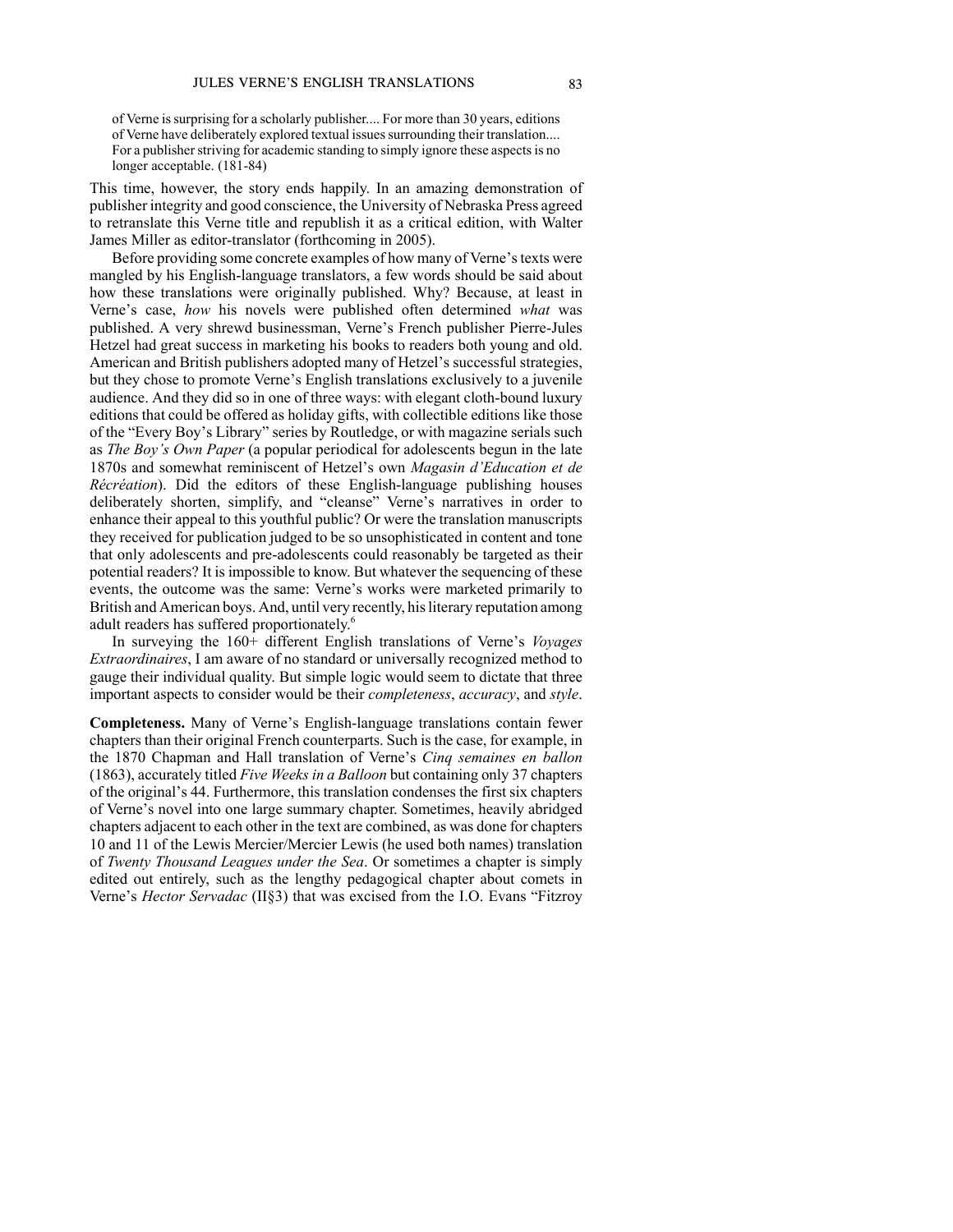> of Verne is surprising for a scholarly publisher.... For more than 30 years, editions of Verne have deliberately explored textual issues surrounding their translation.... For a publisher striving for academic standing to simply ignore these aspects is no longer acceptable. (181-84)

This time, however, the story ends happily. In an amazing demonstration of publisher integrity and good conscience, the University of Nebraska Press agreed to retranslate this Verne title and republish it as a critical edition, with Walter James Miller as editor-translator (forthcoming in 2005).

Before providing some concrete examples of how many of Verne's texts were mangled by his English-language translators, a few words should be said about how these translations were originally published. Why? Because, at least in Verne's case, *how* his novels were published often determined *what* was published. A very shrewd businessman, Verne's French publisher Pierre-Jules Hetzel had great success in marketing his books to readers both young and old. American and British publishers adopted many of Hetzel's successful strategies, but they chose to promote Verne's English translations exclusively to a juvenile audience. And they did so in one of three ways: with elegant cloth-bound luxury editions that could be offered as holiday gifts, with collectible editions like those of the "Every Boy's Library" series by Routledge, or with magazine serials such as *The Boy's Own Paper* (a popular periodical for adolescents begun in the late 1870s and somewhat reminiscent of Hetzel's own *Magasin d'Education et de Récréation*). Did the editors of these English-language publishing houses deliberately shorten, simplify, and "cleanse" Verne's narratives in order to enhance their appeal to this youthful public? Or were the translation manuscripts they received for publication judged to be so unsophisticated in content and tone that only adolescents and pre-adolescents could reasonably be targeted as their potential readers? It is impossible to know. But whatever the sequencing of these events, the outcome was the same: Verne's works were marketed primarily to British and American boys. And, until very recently, his literary reputation among adult readers has suffered proportionately.[6]

In surveying the 160+ different English translations of Verne's *Voyages Extraordinaires*, I am aware of no standard or universally recognized method to gauge their individual quality. But simple logic would seem to dictate that three important aspects to consider would be their *completeness*, *accuracy*, and *style*.

**Completeness.** Many of Verne's English-language translations contain fewer chapters than their original French counterparts. Such is the case, for example, in the 1870 Chapman and Hall translation of Verne's *Cinq semaines en ballon* (1863), accurately titled *Five Weeks in a Balloon* but containing only 37 chapters of the original's 44. Furthermore, this translation condenses the first six chapters of Verne's novel into one large summary chapter. Sometimes, heavily abridged chapters adjacent to each other in the text are combined, as was done for chapters 10 and 11 of the Lewis Mercier/Mercier Lewis (he used both names) translation of *Twenty Thousand Leagues under the Sea*. Or sometimes a chapter is simply edited out entirely, such as the lengthy pedagogical chapter about comets in Verne's *Hector Servadac* (II§3) that was excised from the I.O. Evans "Fitzroy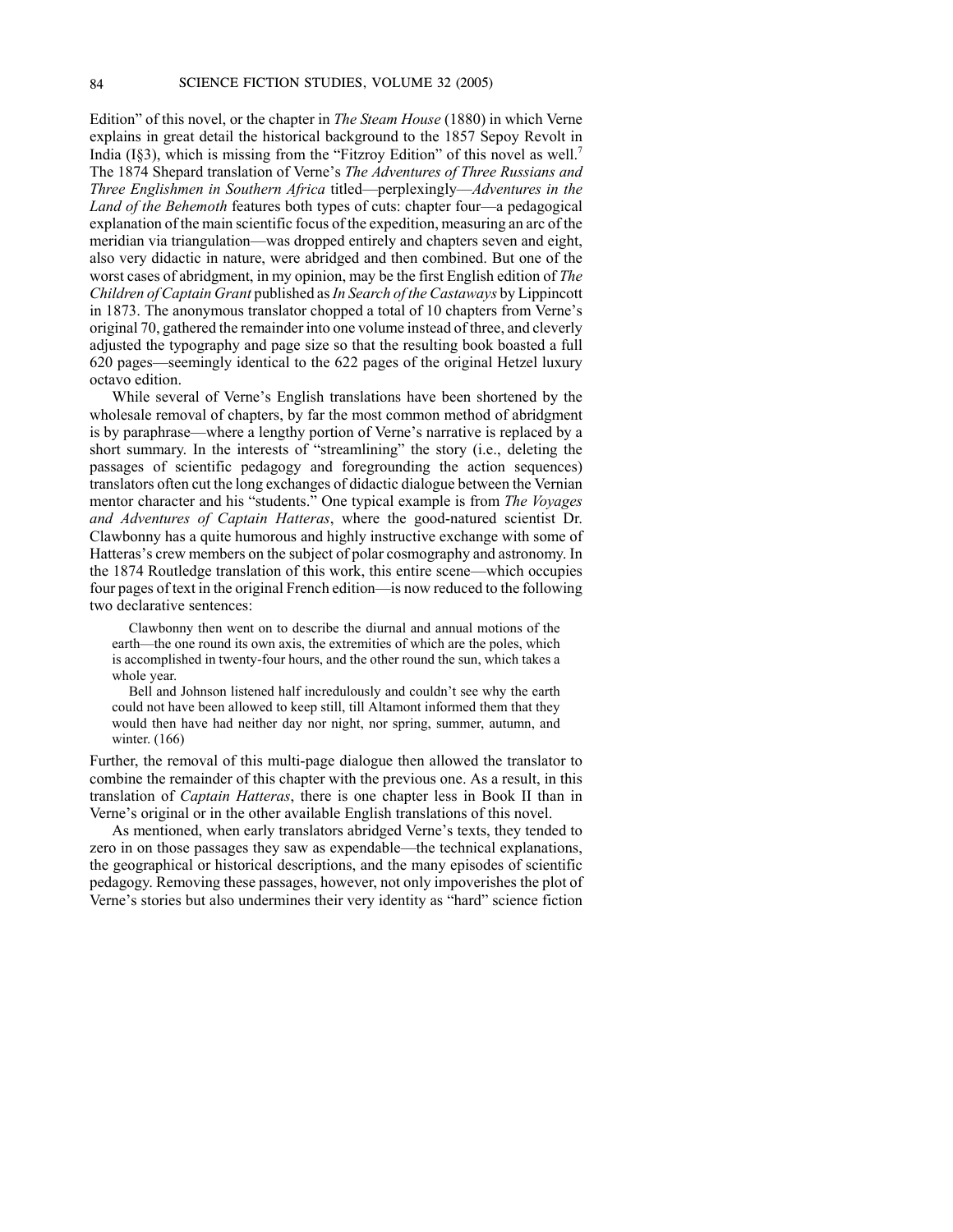Edition" of this novel, or the chapter in *The Steam House* (1880) in which Verne explains in great detail the historical background to the 1857 Sepoy Revolt in India (I§3), which is missing from the "Fitzroy Edition" of this novel as well.[7] The 1874 Shepard translation of Verne's *The Adventures of Three Russians and Three Englishmen in Southern Africa* titled—perplexingly—*Adventures in the Land of the Behemoth* features both types of cuts: chapter four—a pedagogical explanation of the main scientific focus of the expedition, measuring an arc of the meridian via triangulation—was dropped entirely and chapters seven and eight, also very didactic in nature, were abridged and then combined. But one of the worst cases of abridgment, in my opinion, may be the first English edition of *The Children of Captain Grant* published as *In Search of the Castaways* by Lippincott in 1873. The anonymous translator chopped a total of 10 chapters from Verne's original 70, gathered the remainder into one volume instead of three, and cleverly adjusted the typography and page size so that the resulting book boasted a full 620 pages—seemingly identical to the 622 pages of the original Hetzel luxury octavo edition.

While several of Verne's English translations have been shortened by the wholesale removal of chapters, by far the most common method of abridgment is by paraphrase—where a lengthy portion of Verne's narrative is replaced by a short summary. In the interests of "streamlining" the story (i.e., deleting the passages of scientific pedagogy and foregrounding the action sequences) translators often cut the long exchanges of didactic dialogue between the Vernian mentor character and his "students." One typical example is from *The Voyages and Adventures of Captain Hatteras*, where the good-natured scientist Dr. Clawbonny has a quite humorous and highly instructive exchange with some of Hatteras's crew members on the subject of polar cosmography and astronomy. In the 1874 Routledge translation of this work, this entire scene—which occupies four pages of text in the original French edition—is now reduced to the following two declarative sentences:

> Clawbonny then went on to describe the diurnal and annual motions of the earth—the one round its own axis, the extremities of which are the poles, which is accomplished in twenty-four hours, and the other round the sun, which takes a whole year.
>
> Bell and Johnson listened half incredulously and couldn't see why the earth could not have been allowed to keep still, till Altamont informed them that they would then have had neither day nor night, nor spring, summer, autumn, and winter. (166)

Further, the removal of this multi-page dialogue then allowed the translator to combine the remainder of this chapter with the previous one. As a result, in this translation of *Captain Hatteras*, there is one chapter less in Book II than in Verne's original or in the other available English translations of this novel.

As mentioned, when early translators abridged Verne's texts, they tended to zero in on those passages they saw as expendable—the technical explanations, the geographical or historical descriptions, and the many episodes of scientific pedagogy. Removing these passages, however, not only impoverishes the plot of Verne's stories but also undermines their very identity as "hard" science fiction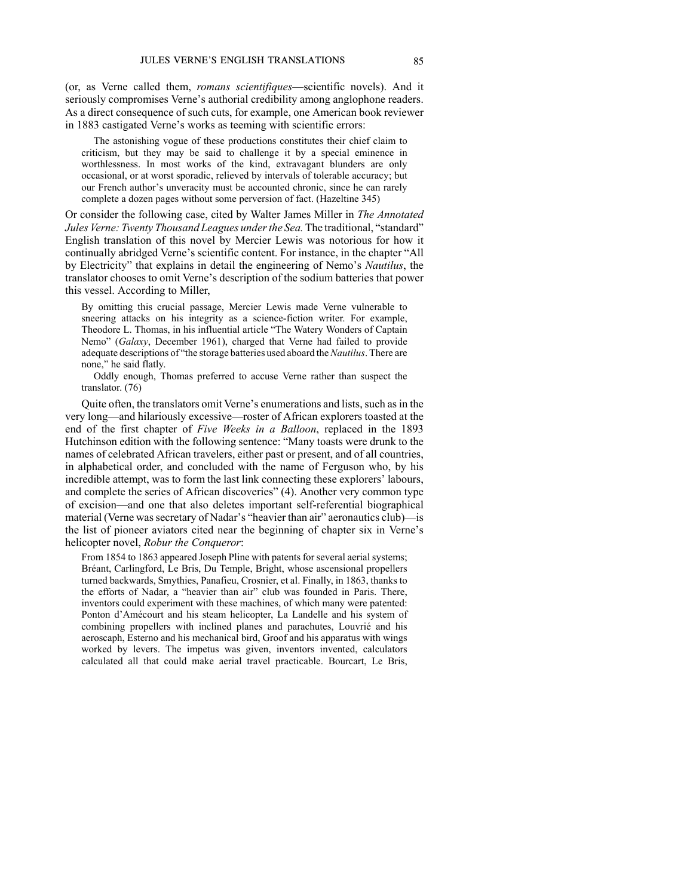(or, as Verne called them, *romans scientifiques*—scientific novels). And it seriously compromises Verne's authorial credibility among anglophone readers. As a direct consequence of such cuts, for example, one American book reviewer in 1883 castigated Verne's works as teeming with scientific errors:

> The astonishing vogue of these productions constitutes their chief claim to criticism, but they may be said to challenge it by a special eminence in worthlessness. In most works of the kind, extravagant blunders are only occasional, or at worst sporadic, relieved by intervals of tolerable accuracy; but our French author's unveracity must be accounted chronic, since he can rarely complete a dozen pages without some perversion of fact. (Hazeltine 345)

Or consider the following case, cited by Walter James Miller in *The Annotated Jules Verne: Twenty Thousand Leagues under the Sea.* The traditional, "standard" English translation of this novel by Mercier Lewis was notorious for how it continually abridged Verne's scientific content. For instance, in the chapter "All by Electricity" that explains in detail the engineering of Nemo's *Nautilus*, the translator chooses to omit Verne's description of the sodium batteries that power this vessel. According to Miller,

> By omitting this crucial passage, Mercier Lewis made Verne vulnerable to sneering attacks on his integrity as a science-fiction writer. For example, Theodore L. Thomas, in his influential article "The Watery Wonders of Captain Nemo" (*Galaxy*, December 1961), charged that Verne had failed to provide adequate descriptions of "the storage batteries used aboard the *Nautilus*. There are none," he said flatly.
>
> Oddly enough, Thomas preferred to accuse Verne rather than suspect the translator. (76)

Quite often, the translators omit Verne's enumerations and lists, such as in the very long—and hilariously excessive—roster of African explorers toasted at the end of the first chapter of *Five Weeks in a Balloon*, replaced in the 1893 Hutchinson edition with the following sentence: "Many toasts were drunk to the names of celebrated African travelers, either past or present, and of all countries, in alphabetical order, and concluded with the name of Ferguson who, by his incredible attempt, was to form the last link connecting these explorers' labours, and complete the series of African discoveries" (4). Another very common type of excision—and one that also deletes important self-referential biographical material (Verne was secretary of Nadar's "heavier than air" aeronautics club)—is the list of pioneer aviators cited near the beginning of chapter six in Verne's helicopter novel, *Robur the Conqueror*:

> From 1854 to 1863 appeared Joseph Pline with patents for several aerial systems; Bréant, Carlingford, Le Bris, Du Temple, Bright, whose ascensional propellers turned backwards, Smythies, Panafieu, Crosnier, et al. Finally, in 1863, thanks to the efforts of Nadar, a "heavier than air" club was founded in Paris. There, inventors could experiment with these machines, of which many were patented: Ponton d'Amécourt and his steam helicopter, La Landelle and his system of combining propellers with inclined planes and parachutes, Louvrié and his aeroscaph, Esterno and his mechanical bird, Groof and his apparatus with wings worked by levers. The impetus was given, inventors invented, calculators calculated all that could make aerial travel practicable. Bourcart, Le Bris,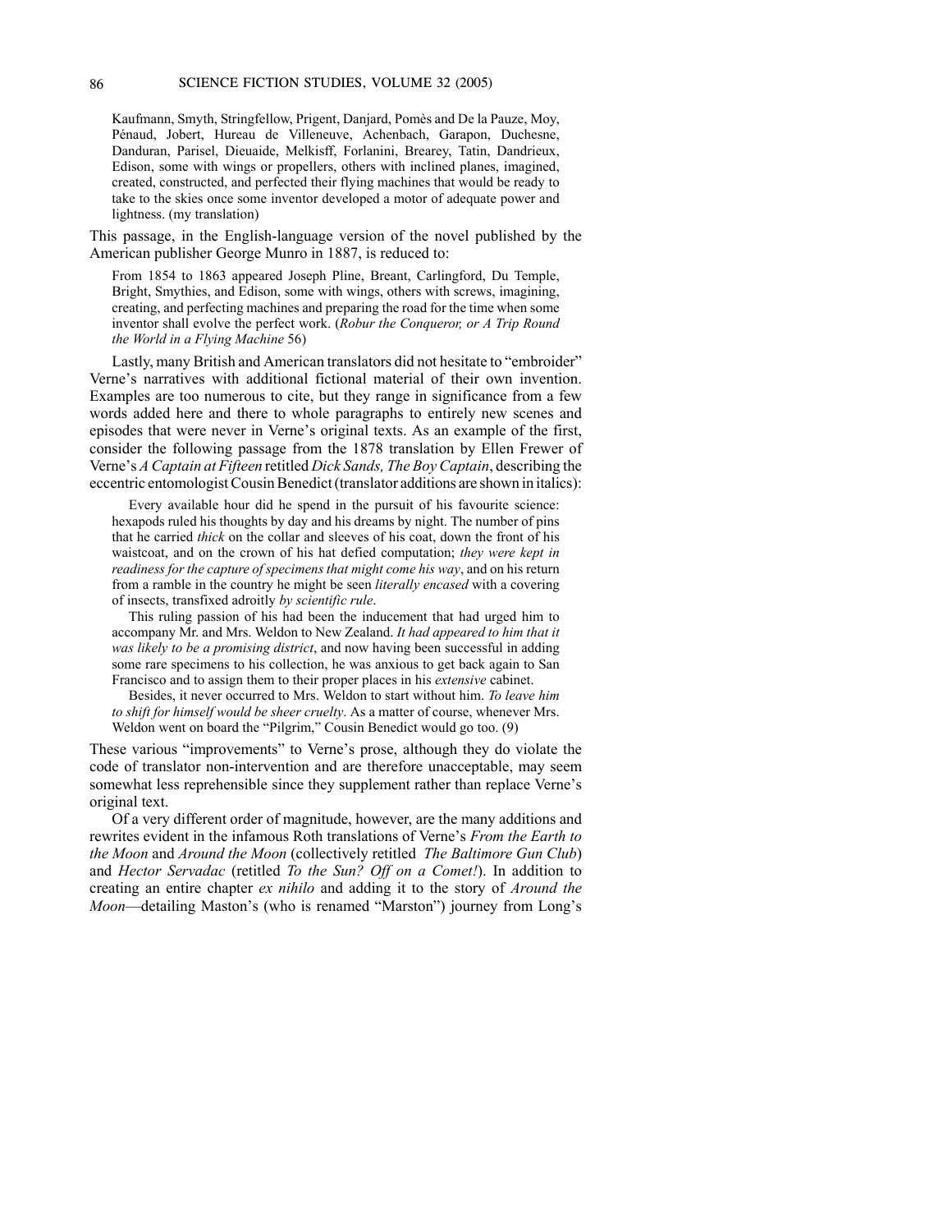> Kaufmann, Smyth, Stringfellow, Prigent, Danjard, Pomès and De la Pauze, Moy, Pénaud, Jobert, Hureau de Villeneuve, Achenbach, Garapon, Duchesne, Danduran, Parisel, Dieuaide, Melkisff, Forlanini, Brearey, Tatin, Dandrieux, Edison, some with wings or propellers, others with inclined planes, imagined, created, constructed, and perfected their flying machines that would be ready to take to the skies once some inventor developed a motor of adequate power and lightness. (my translation)

This passage, in the English-language version of the novel published by the American publisher George Munro in 1887, is reduced to:

> From 1854 to 1863 appeared Joseph Pline, Breant, Carlingford, Du Temple, Bright, Smythies, and Edison, some with wings, others with screws, imagining, creating, and perfecting machines and preparing the road for the time when some inventor shall evolve the perfect work. (*Robur the Conqueror, or A Trip Round the World in a Flying Machine* 56)

Lastly, many British and American translators did not hesitate to "embroider" Verne's narratives with additional fictional material of their own invention. Examples are too numerous to cite, but they range in significance from a few words added here and there to whole paragraphs to entirely new scenes and episodes that were never in Verne's original texts. As an example of the first, consider the following passage from the 1878 translation by Ellen Frewer of Verne's *A Captain at Fifteen* retitled *Dick Sands, The Boy Captain*, describing the eccentric entomologist Cousin Benedict (translator additions are shown in italics):

> Every available hour did he spend in the pursuit of his favourite science: hexapods ruled his thoughts by day and his dreams by night. The number of pins that he carried *thick* on the collar and sleeves of his coat, down the front of his waistcoat, and on the crown of his hat defied computation; *they were kept in readiness for the capture of specimens that might come his way*, and on his return from a ramble in the country he might be seen *literally encased* with a covering of insects, transfixed adroitly *by scientific rule*.
>
> This ruling passion of his had been the inducement that had urged him to accompany Mr. and Mrs. Weldon to New Zealand. *It had appeared to him that it was likely to be a promising district*, and now having been successful in adding some rare specimens to his collection, he was anxious to get back again to San Francisco and to assign them to their proper places in his *extensive* cabinet.
>
> Besides, it never occurred to Mrs. Weldon to start without him. *To leave him to shift for himself would be sheer cruelty*. As a matter of course, whenever Mrs. Weldon went on board the "Pilgrim," Cousin Benedict would go too. (9)

These various "improvements" to Verne's prose, although they do violate the code of translator non-intervention and are therefore unacceptable, may seem somewhat less reprehensible since they supplement rather than replace Verne's original text.

Of a very different order of magnitude, however, are the many additions and rewrites evident in the infamous Roth translations of Verne's *From the Earth to the Moon* and *Around the Moon* (collectively retitled *The Baltimore Gun Club*) and *Hector Servadac* (retitled *To the Sun? Off on a Comet!*). In addition to creating an entire chapter *ex nihilo* and adding it to the story of *Around the Moon*—detailing Maston's (who is renamed "Marston") journey from Long's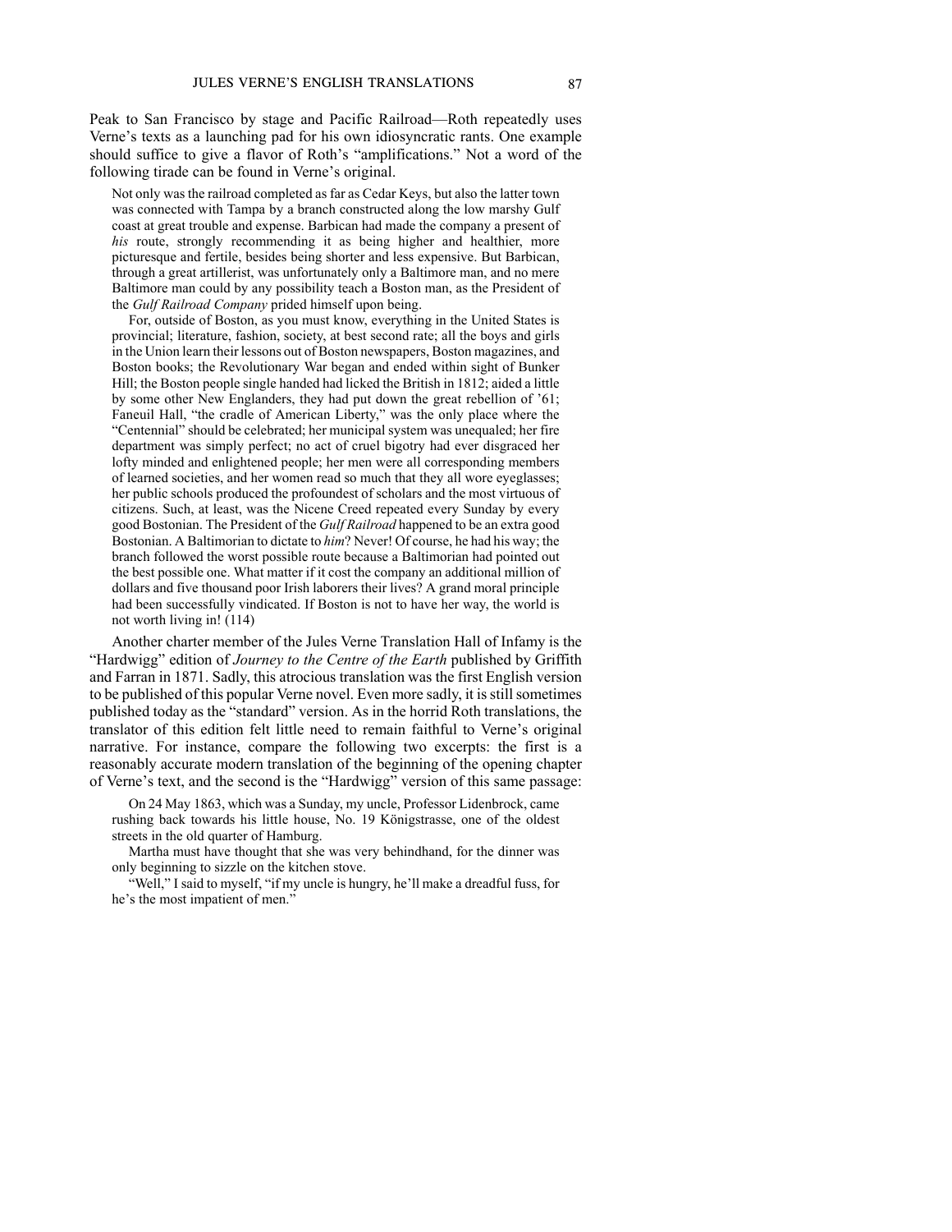Peak to San Francisco by stage and Pacific Railroad—Roth repeatedly uses Verne's texts as a launching pad for his own idiosyncratic rants. One example should suffice to give a flavor of Roth's "amplifications." Not a word of the following tirade can be found in Verne's original.

> Not only was the railroad completed as far as Cedar Keys, but also the latter town was connected with Tampa by a branch constructed along the low marshy Gulf coast at great trouble and expense. Barbican had made the company a present of *his* route, strongly recommending it as being higher and healthier, more picturesque and fertile, besides being shorter and less expensive. But Barbican, through a great artillerist, was unfortunately only a Baltimore man, and no mere Baltimore man could by any possibility teach a Boston man, as the President of the *Gulf Railroad Company* prided himself upon being.
>
> For, outside of Boston, as you must know, everything in the United States is provincial; literature, fashion, society, at best second rate; all the boys and girls in the Union learn their lessons out of Boston newspapers, Boston magazines, and Boston books; the Revolutionary War began and ended within sight of Bunker Hill; the Boston people single handed had licked the British in 1812; aided a little by some other New Englanders, they had put down the great rebellion of '61; Faneuil Hall, "the cradle of American Liberty," was the only place where the "Centennial" should be celebrated; her municipal system was unequaled; her fire department was simply perfect; no act of cruel bigotry had ever disgraced her lofty minded and enlightened people; her men were all corresponding members of learned societies, and her women read so much that they all wore eyeglasses; her public schools produced the profoundest of scholars and the most virtuous of citizens. Such, at least, was the Nicene Creed repeated every Sunday by every good Bostonian. The President of the *Gulf Railroad* happened to be an extra good Bostonian. A Baltimorian to dictate to *him*? Never! Of course, he had his way; the branch followed the worst possible route because a Baltimorian had pointed out the best possible one. What matter if it cost the company an additional million of dollars and five thousand poor Irish laborers their lives? A grand moral principle had been successfully vindicated. If Boston is not to have her way, the world is not worth living in! (114)

Another charter member of the Jules Verne Translation Hall of Infamy is the "Hardwigg" edition of *Journey to the Centre of the Earth* published by Griffith and Farran in 1871. Sadly, this atrocious translation was the first English version to be published of this popular Verne novel. Even more sadly, it is still sometimes published today as the "standard" version. As in the horrid Roth translations, the translator of this edition felt little need to remain faithful to Verne's original narrative. For instance, compare the following two excerpts: the first is a reasonably accurate modern translation of the beginning of the opening chapter of Verne's text, and the second is the "Hardwigg" version of this same passage:

> On 24 May 1863, which was a Sunday, my uncle, Professor Lidenbrock, came rushing back towards his little house, No. 19 Königstrasse, one of the oldest streets in the old quarter of Hamburg.
>
> Martha must have thought that she was very behindhand, for the dinner was only beginning to sizzle on the kitchen stove.
>
> "Well," I said to myself, "if my uncle is hungry, he'll make a dreadful fuss, for he's the most impatient of men."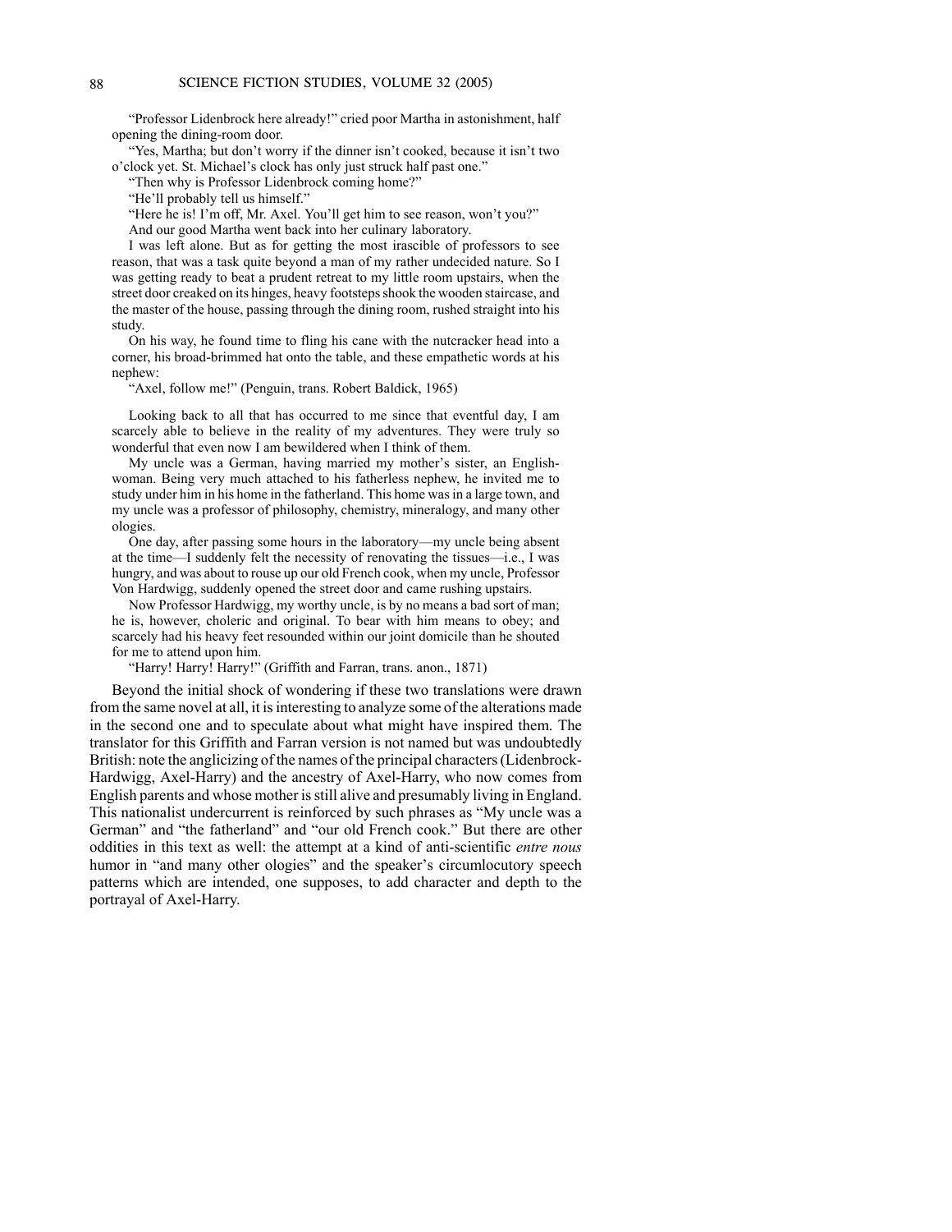"Professor Lidenbrock here already!" cried poor Martha in astonishment, half opening the dining-room door.

"Yes, Martha; but don't worry if the dinner isn't cooked, because it isn't two o'clock yet. St. Michael's clock has only just struck half past one."

"Then why is Professor Lidenbrock coming home?"

"He'll probably tell us himself."

"Here he is! I'm off, Mr. Axel. You'll get him to see reason, won't you?"

And our good Martha went back into her culinary laboratory.

I was left alone. But as for getting the most irascible of professors to see reason, that was a task quite beyond a man of my rather undecided nature. So I was getting ready to beat a prudent retreat to my little room upstairs, when the street door creaked on its hinges, heavy footsteps shook the wooden staircase, and the master of the house, passing through the dining room, rushed straight into his study.

On his way, he found time to fling his cane with the nutcracker head into a corner, his broad-brimmed hat onto the table, and these empathetic words at his nephew:

"Axel, follow me!" (Penguin, trans. Robert Baldick, 1965)

Looking back to all that has occurred to me since that eventful day, I am scarcely able to believe in the reality of my adventures. They were truly so wonderful that even now I am bewildered when I think of them.

My uncle was a German, having married my mother's sister, an Englishwoman. Being very much attached to his fatherless nephew, he invited me to study under him in his home in the fatherland. This home was in a large town, and my uncle was a professor of philosophy, chemistry, mineralogy, and many other ologies.

One day, after passing some hours in the laboratory—my uncle being absent at the time—I suddenly felt the necessity of renovating the tissues—i.e., I was hungry, and was about to rouse up our old French cook, when my uncle, Professor Von Hardwigg, suddenly opened the street door and came rushing upstairs.

Now Professor Hardwigg, my worthy uncle, is by no means a bad sort of man; he is, however, choleric and original. To bear with him means to obey; and scarcely had his heavy feet resounded within our joint domicile than he shouted for me to attend upon him.

"Harry! Harry! Harry!" (Griffith and Farran, trans. anon., 1871)

Beyond the initial shock of wondering if these two translations were drawn from the same novel at all, it is interesting to analyze some of the alterations made in the second one and to speculate about what might have inspired them. The translator for this Griffith and Farran version is not named but was undoubtedly British: note the anglicizing of the names of the principal characters (Lidenbrock-Hardwigg, Axel-Harry) and the ancestry of Axel-Harry, who now comes from English parents and whose mother is still alive and presumably living in England. This nationalist undercurrent is reinforced by such phrases as "My uncle was a German" and "the fatherland" and "our old French cook." But there are other oddities in this text as well: the attempt at a kind of anti-scientific *entre nous* humor in "and many other ologies" and the speaker's circumlocutory speech patterns which are intended, one supposes, to add character and depth to the portrayal of Axel-Harry.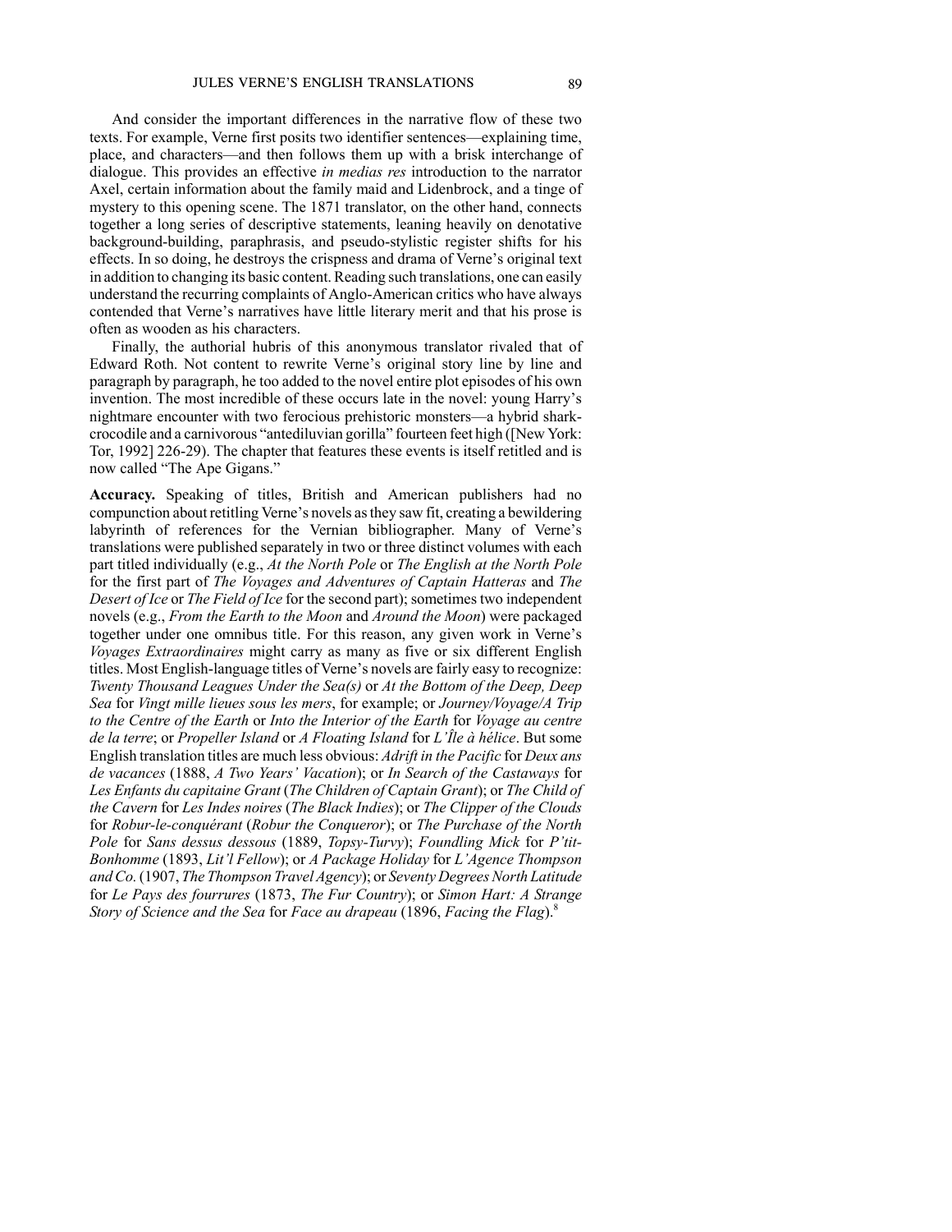And consider the important differences in the narrative flow of these two texts. For example, Verne first posits two identifier sentences—explaining time, place, and characters—and then follows them up with a brisk interchange of dialogue. This provides an effective *in medias res* introduction to the narrator Axel, certain information about the family maid and Lidenbrock, and a tinge of mystery to this opening scene. The 1871 translator, on the other hand, connects together a long series of descriptive statements, leaning heavily on denotative background-building, paraphrasis, and pseudo-stylistic register shifts for his effects. In so doing, he destroys the crispness and drama of Verne's original text in addition to changing its basic content. Reading such translations, one can easily understand the recurring complaints of Anglo-American critics who have always contended that Verne's narratives have little literary merit and that his prose is often as wooden as his characters.

Finally, the authorial hubris of this anonymous translator rivaled that of Edward Roth. Not content to rewrite Verne's original story line by line and paragraph by paragraph, he too added to the novel entire plot episodes of his own invention. The most incredible of these occurs late in the novel: young Harry's nightmare encounter with two ferocious prehistoric monsters—a hybrid shark-crocodile and a carnivorous "antediluvian gorilla" fourteen feet high ([New York: Tor, 1992] 226-29). The chapter that features these events is itself retitled and is now called "The Ape Gigans."

**Accuracy.** Speaking of titles, British and American publishers had no compunction about retitling Verne's novels as they saw fit, creating a bewildering labyrinth of references for the Vernian bibliographer. Many of Verne's translations were published separately in two or three distinct volumes with each part titled individually (e.g., *At the North Pole* or *The English at the North Pole* for the first part of *The Voyages and Adventures of Captain Hatteras* and *The Desert of Ice* or *The Field of Ice* for the second part); sometimes two independent novels (e.g., *From the Earth to the Moon* and *Around the Moon*) were packaged together under one omnibus title. For this reason, any given work in Verne's *Voyages Extraordinaires* might carry as many as five or six different English titles. Most English-language titles of Verne's novels are fairly easy to recognize: *Twenty Thousand Leagues Under the Sea(s)* or *At the Bottom of the Deep, Deep Sea* for *Vingt mille lieues sous les mers*, for example; or *Journey/Voyage/A Trip to the Centre of the Earth* or *Into the Interior of the Earth* for *Voyage au centre de la terre*; or *Propeller Island* or *A Floating Island* for *L'Île à hélice*. But some English translation titles are much less obvious: *Adrift in the Pacific* for *Deux ans de vacances* (1888, *A Two Years' Vacation*); or *In Search of the Castaways* for *Les Enfants du capitaine Grant* (*The Children of Captain Grant*); or *The Child of the Cavern* for *Les Indes noires* (*The Black Indies*); or *The Clipper of the Clouds* for *Robur-le-conquérant* (*Robur the Conqueror*); or *The Purchase of the North Pole* for *Sans dessus dessous* (1889, *Topsy-Turvy*); *Foundling Mick* for *P'tit-Bonhomme* (1893, *Lit'l Fellow*); or *A Package Holiday* for *L'Agence Thompson and Co.* (1907, *The Thompson Travel Agency*); or *Seventy Degrees North Latitude* for *Le Pays des fourrures* (1873, *The Fur Country*); or *Simon Hart: A Strange Story of Science and the Sea* for *Face au drapeau* (1896, *Facing the Flag*).[8]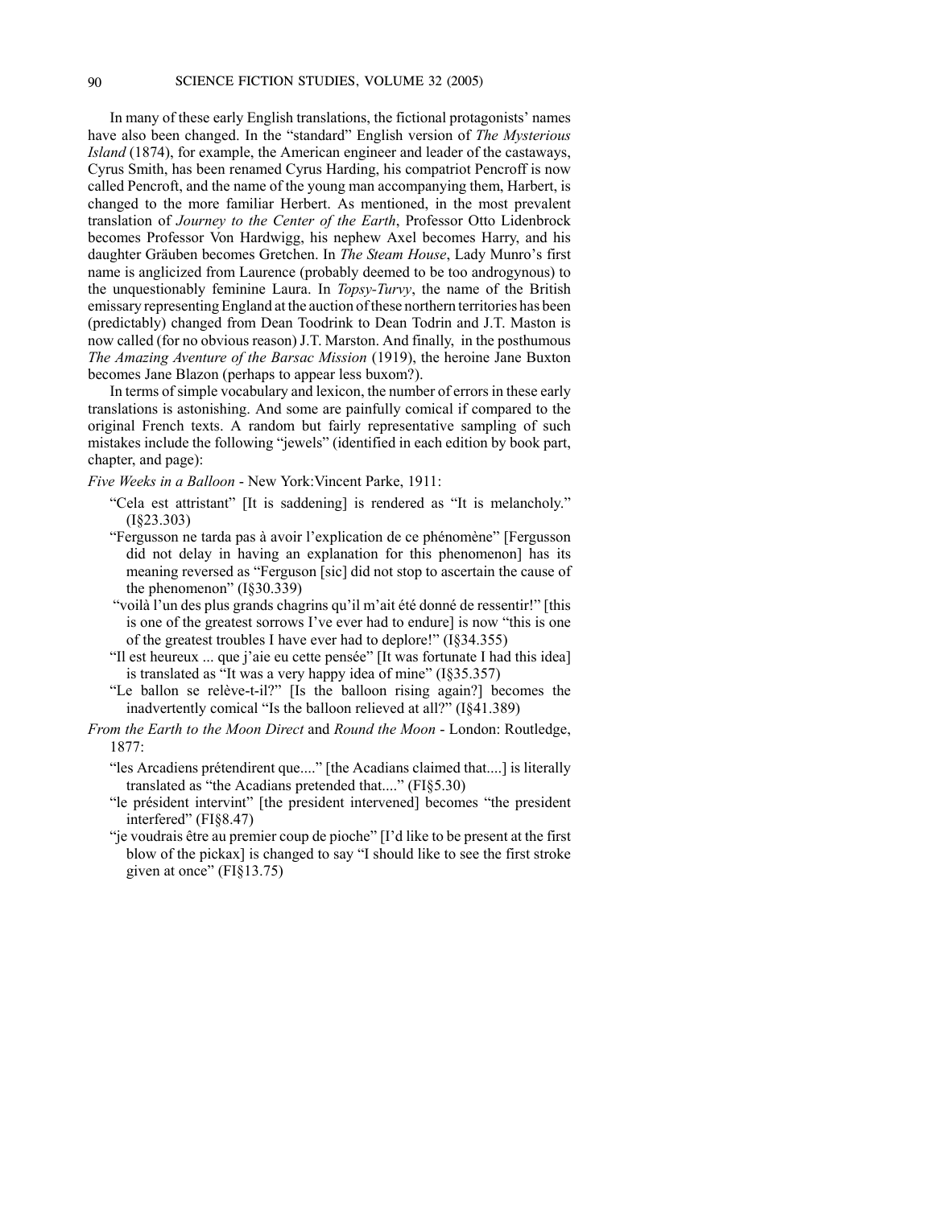In many of these early English translations, the fictional protagonists' names have also been changed. In the "standard" English version of *The Mysterious Island* (1874), for example, the American engineer and leader of the castaways, Cyrus Smith, has been renamed Cyrus Harding, his compatriot Pencroff is now called Pencroft, and the name of the young man accompanying them, Harbert, is changed to the more familiar Herbert. As mentioned, in the most prevalent translation of *Journey to the Center of the Earth*, Professor Otto Lidenbrock becomes Professor Von Hardwigg, his nephew Axel becomes Harry, and his daughter Gräuben becomes Gretchen. In *The Steam House*, Lady Munro's first name is anglicized from Laurence (probably deemed to be too androgynous) to the unquestionably feminine Laura. In *Topsy-Turvy*, the name of the British emissary representing England at the auction of these northern territories has been (predictably) changed from Dean Toodrink to Dean Todrin and J.T. Maston is now called (for no obvious reason) J.T. Marston. And finally, in the posthumous *The Amazing Aventure of the Barsac Mission* (1919), the heroine Jane Buxton becomes Jane Blazon (perhaps to appear less buxom?).

In terms of simple vocabulary and lexicon, the number of errors in these early translations is astonishing. And some are painfully comical if compared to the original French texts. A random but fairly representative sampling of such mistakes include the following "jewels" (identified in each edition by book part, chapter, and page):

*Five Weeks in a Balloon* - New York:Vincent Parke, 1911:

- "Cela est attristant" [It is saddening] is rendered as "It is melancholy." (I§23.303)
- "Fergusson ne tarda pas à avoir l'explication de ce phénomène" [Fergusson did not delay in having an explanation for this phenomenon] has its meaning reversed as "Ferguson [sic] did not stop to ascertain the cause of the phenomenon" (I§30.339)
- "voilà l'un des plus grands chagrins qu'il m'ait été donné de ressentir!" [this is one of the greatest sorrows I've ever had to endure] is now "this is one of the greatest troubles I have ever had to deplore!" (I§34.355)
- "Il est heureux ... que j'aie eu cette pensée" [It was fortunate I had this idea] is translated as "It was a very happy idea of mine" (I§35.357)
- "Le ballon se relève-t-il?" [Is the balloon rising again?] becomes the inadvertently comical "Is the balloon relieved at all?" (I§41.389)

*From the Earth to the Moon Direct* and *Round the Moon* - London: Routledge, 1877:

- "les Arcadiens prétendirent que...." [the Acadians claimed that....] is literally translated as "the Acadians pretended that...." (FI§5.30)
- "le président intervint" [the president intervened] becomes "the president interfered" (FI§8.47)
- "je voudrais être au premier coup de pioche" [I'd like to be present at the first blow of the pickax] is changed to say "I should like to see the first stroke given at once" (FI§13.75)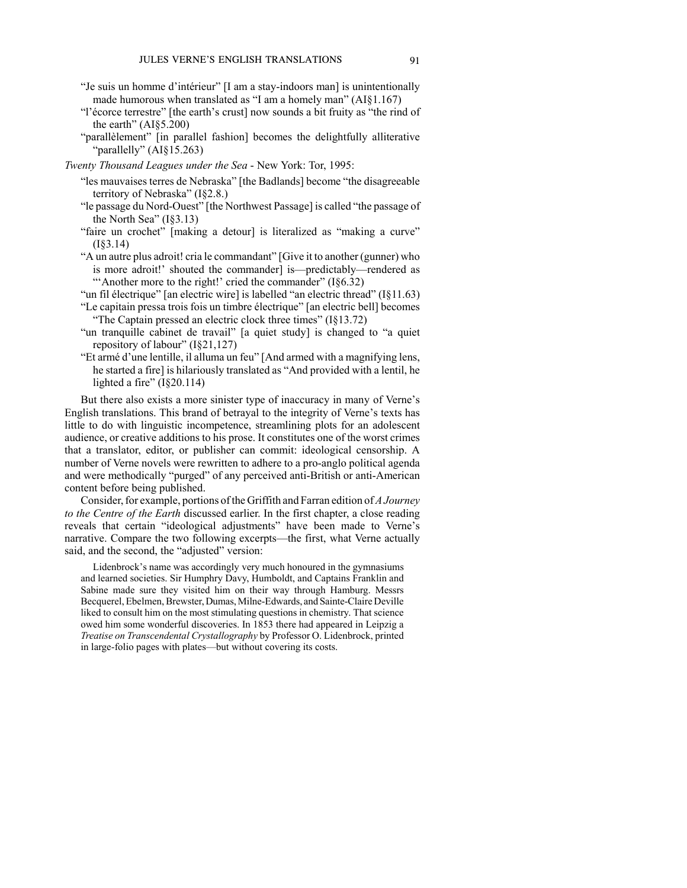"Je suis un homme d'intérieur" [I am a stay-indoors man] is unintentionally made humorous when translated as "I am a homely man" (AI§1.167)

"l'écorce terrestre" [the earth's crust] now sounds a bit fruity as "the rind of the earth" (AI§5.200)

"parallèlement" [in parallel fashion] becomes the delightfully alliterative "parallelly" (AI§15.263)

*Twenty Thousand Leagues under the Sea* - New York: Tor, 1995:

"les mauvaises terres de Nebraska" [the Badlands] become "the disagreeable territory of Nebraska" (I§2.8.)

"le passage du Nord-Ouest" [the Northwest Passage] is called "the passage of the North Sea" (I§3.13)

"faire un crochet" [making a detour] is literalized as "making a curve" (I§3.14)

"A un autre plus adroit! cria le commandant" [Give it to another (gunner) who is more adroit!' shouted the commander] is—predictably—rendered as "'Another more to the right!' cried the commander" (I§6.32)

"un fil électrique" [an electric wire] is labelled "an electric thread" (I§11.63)

"Le capitain pressa trois fois un timbre électrique" [an electric bell] becomes "The Captain pressed an electric clock three times" (I§13.72)

"un tranquille cabinet de travail" [a quiet study] is changed to "a quiet repository of labour" (I§21,127)

"Et armé d'une lentille, il alluma un feu" [And armed with a magnifying lens, he started a fire] is hilariously translated as "And provided with a lentil, he lighted a fire" (I§20.114)

But there also exists a more sinister type of inaccuracy in many of Verne's English translations. This brand of betrayal to the integrity of Verne's texts has little to do with linguistic incompetence, streamlining plots for an adolescent audience, or creative additions to his prose. It constitutes one of the worst crimes that a translator, editor, or publisher can commit: ideological censorship. A number of Verne novels were rewritten to adhere to a pro-anglo political agenda and were methodically "purged" of any perceived anti-British or anti-American content before being published.

Consider, for example, portions of the Griffith and Farran edition of *A Journey to the Centre of the Earth* discussed earlier. In the first chapter, a close reading reveals that certain "ideological adjustments" have been made to Verne's narrative. Compare the two following excerpts—the first, what Verne actually said, and the second, the "adjusted" version:

> Lidenbrock's name was accordingly very much honoured in the gymnasiums and learned societies. Sir Humphry Davy, Humboldt, and Captains Franklin and Sabine made sure they visited him on their way through Hamburg. Messrs Becquerel, Ebelmen, Brewster, Dumas, Milne-Edwards, and Sainte-Claire Deville liked to consult him on the most stimulating questions in chemistry. That science owed him some wonderful discoveries. In 1853 there had appeared in Leipzig a *Treatise on Transcendental Crystallography* by Professor O. Lidenbrock, printed in large-folio pages with plates—but without covering its costs.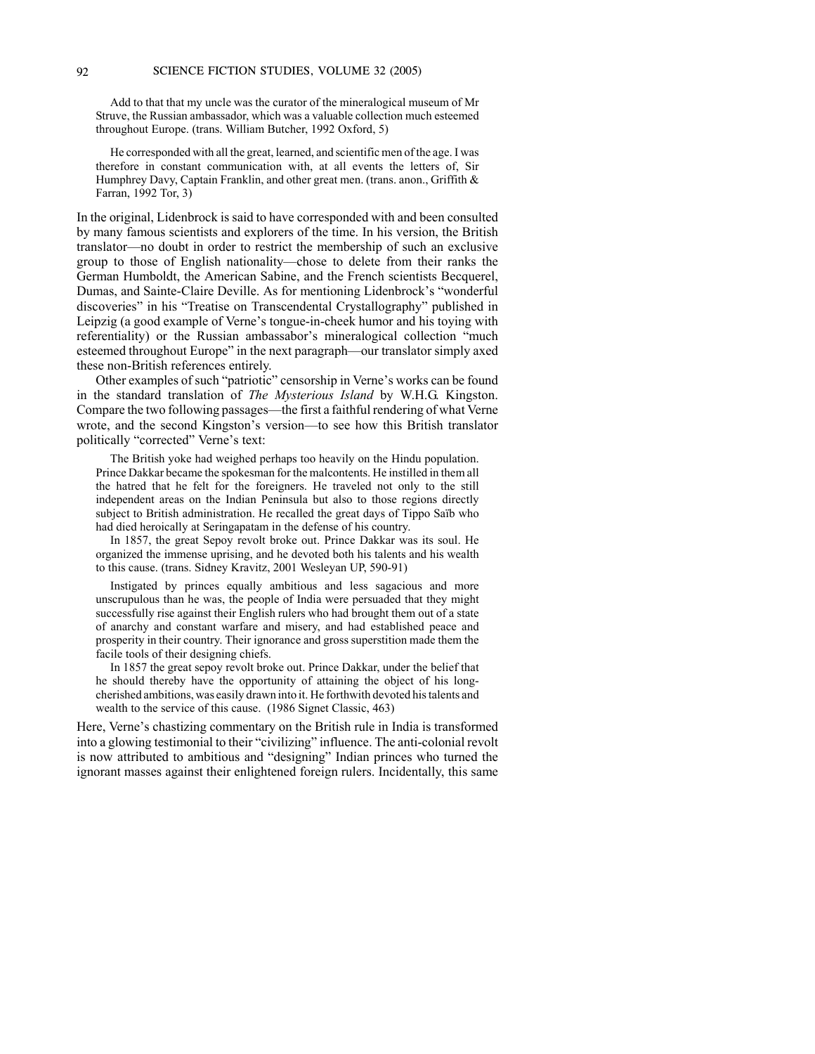> Add to that that my uncle was the curator of the mineralogical museum of Mr Struve, the Russian ambassador, which was a valuable collection much esteemed throughout Europe. (trans. William Butcher, 1992 Oxford, 5)

> He corresponded with all the great, learned, and scientific men of the age. I was therefore in constant communication with, at all events the letters of, Sir Humphrey Davy, Captain Franklin, and other great men. (trans. anon., Griffith & Farran, 1992 Tor, 3)

In the original, Lidenbrock is said to have corresponded with and been consulted by many famous scientists and explorers of the time. In his version, the British translator—no doubt in order to restrict the membership of such an exclusive group to those of English nationality—chose to delete from their ranks the German Humboldt, the American Sabine, and the French scientists Becquerel, Dumas, and Sainte-Claire Deville. As for mentioning Lidenbrock's "wonderful discoveries" in his "Treatise on Transcendental Crystallography" published in Leipzig (a good example of Verne's tongue-in-cheek humor and his toying with referentiality) or the Russian ambassabor's mineralogical collection "much esteemed throughout Europe" in the next paragraph—our translator simply axed these non-British references entirely.

Other examples of such "patriotic" censorship in Verne's works can be found in the standard translation of *The Mysterious Island* by W.H.G. Kingston. Compare the two following passages—the first a faithful rendering of what Verne wrote, and the second Kingston's version—to see how this British translator politically "corrected" Verne's text:

> The British yoke had weighed perhaps too heavily on the Hindu population. Prince Dakkar became the spokesman for the malcontents. He instilled in them all the hatred that he felt for the foreigners. He traveled not only to the still independent areas on the Indian Peninsula but also to those regions directly subject to British administration. He recalled the great days of Tippo Saïb who had died heroically at Seringapatam in the defense of his country.
>
> In 1857, the great Sepoy revolt broke out. Prince Dakkar was its soul. He organized the immense uprising, and he devoted both his talents and his wealth to this cause. (trans. Sidney Kravitz, 2001 Wesleyan UP, 590-91)

> Instigated by princes equally ambitious and less sagacious and more unscrupulous than he was, the people of India were persuaded that they might successfully rise against their English rulers who had brought them out of a state of anarchy and constant warfare and misery, and had established peace and prosperity in their country. Their ignorance and gross superstition made them the facile tools of their designing chiefs.
>
> In 1857 the great sepoy revolt broke out. Prince Dakkar, under the belief that he should thereby have the opportunity of attaining the object of his long-cherished ambitions, was easily drawn into it. He forthwith devoted his talents and wealth to the service of this cause. (1986 Signet Classic, 463)

Here, Verne's chastizing commentary on the British rule in India is transformed into a glowing testimonial to their "civilizing" influence. The anti-colonial revolt is now attributed to ambitious and "designing" Indian princes who turned the ignorant masses against their enlightened foreign rulers. Incidentally, this same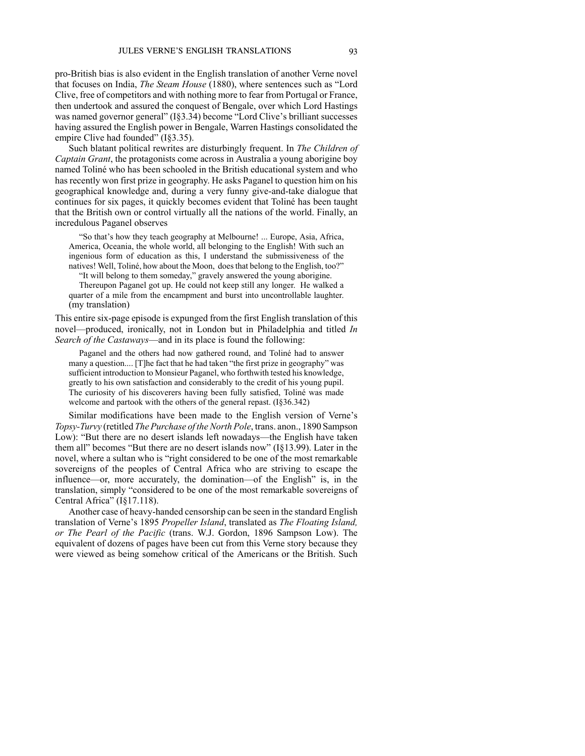pro-British bias is also evident in the English translation of another Verne novel that focuses on India, *The Steam House* (1880), where sentences such as "Lord Clive, free of competitors and with nothing more to fear from Portugal or France, then undertook and assured the conquest of Bengale, over which Lord Hastings was named governor general" (I§3.34) become "Lord Clive's brilliant successes having assured the English power in Bengale, Warren Hastings consolidated the empire Clive had founded" (I§3.35).

Such blatant political rewrites are disturbingly frequent. In *The Children of Captain Grant*, the protagonists come across in Australia a young aborigine boy named Toliné who has been schooled in the British educational system and who has recently won first prize in geography. He asks Paganel to question him on his geographical knowledge and, during a very funny give-and-take dialogue that continues for six pages, it quickly becomes evident that Toliné has been taught that the British own or control virtually all the nations of the world. Finally, an incredulous Paganel observes

> "So that's how they teach geography at Melbourne! ... Europe, Asia, Africa, America, Oceania, the whole world, all belonging to the English! With such an ingenious form of education as this, I understand the submissiveness of the natives! Well, Toliné, how about the Moon, does that belong to the English, too?"
>
> "It will belong to them someday," gravely answered the young aborigine.
>
> Thereupon Paganel got up. He could not keep still any longer. He walked a quarter of a mile from the encampment and burst into uncontrollable laughter. (my translation)

This entire six-page episode is expunged from the first English translation of this novel—produced, ironically, not in London but in Philadelphia and titled *In Search of the Castaways*—and in its place is found the following:

> Paganel and the others had now gathered round, and Toliné had to answer many a question.... [T]he fact that he had taken "the first prize in geography" was sufficient introduction to Monsieur Paganel, who forthwith tested his knowledge, greatly to his own satisfaction and considerably to the credit of his young pupil. The curiosity of his discoverers having been fully satisfied, Toliné was made welcome and partook with the others of the general repast. (I§36.342)

Similar modifications have been made to the English version of Verne's *Topsy-Turvy* (retitled *The Purchase of the North Pole*, trans. anon., 1890 Sampson Low): "But there are no desert islands left nowadays—the English have taken them all" becomes "But there are no desert islands now" (I§13.99). Later in the novel, where a sultan who is "right considered to be one of the most remarkable sovereigns of the peoples of Central Africa who are striving to escape the influence—or, more accurately, the domination—of the English" is, in the translation, simply "considered to be one of the most remarkable sovereigns of Central Africa" (I§17.118).

Another case of heavy-handed censorship can be seen in the standard English translation of Verne's 1895 *Propeller Island*, translated as *The Floating Island, or The Pearl of the Pacific* (trans. W.J. Gordon, 1896 Sampson Low). The equivalent of dozens of pages have been cut from this Verne story because they were viewed as being somehow critical of the Americans or the British. Such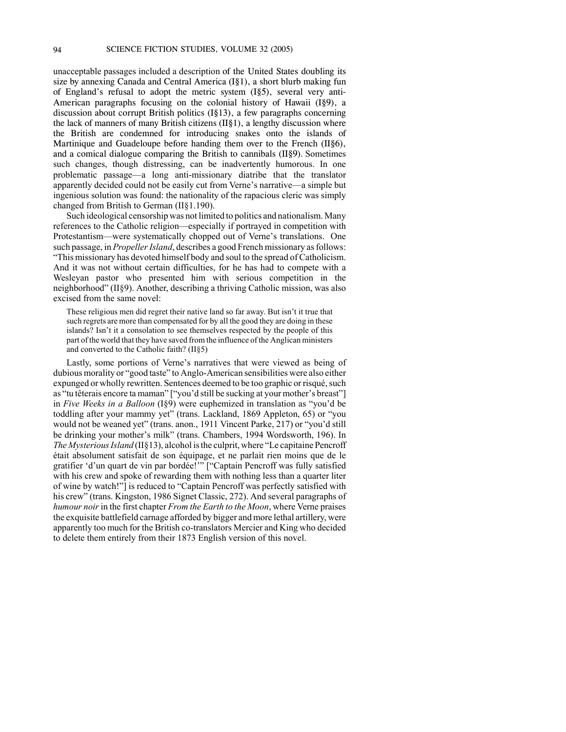unacceptable passages included a description of the United States doubling its size by annexing Canada and Central America (I§1), a short blurb making fun of England's refusal to adopt the metric system (I§5), several very anti-American paragraphs focusing on the colonial history of Hawaii (I§9), a discussion about corrupt British politics (I§13), a few paragraphs concerning the lack of manners of many British citizens (II§1), a lengthy discussion where the British are condemned for introducing snakes onto the islands of Martinique and Guadeloupe before handing them over to the French (II§6), and a comical dialogue comparing the British to cannibals (II§9). Sometimes such changes, though distressing, can be inadvertently humorous. In one problematic passage—a long anti-missionary diatribe that the translator apparently decided could not be easily cut from Verne's narrative—a simple but ingenious solution was found: the nationality of the rapacious cleric was simply changed from British to German (II§1.190).

Such ideological censorship was not limited to politics and nationalism. Many references to the Catholic religion—especially if portrayed in competition with Protestantism—were systematically chopped out of Verne's translations. One such passage, in *Propeller Island*, describes a good French missionary as follows: "This missionary has devoted himself body and soul to the spread of Catholicism. And it was not without certain difficulties, for he has had to compete with a Wesleyan pastor who presented him with serious competition in the neighborhood" (II§9). Another, describing a thriving Catholic mission, was also excised from the same novel:

> These religious men did regret their native land so far away. But isn't it true that such regrets are more than compensated for by all the good they are doing in these islands? Isn't it a consolation to see themselves respected by the people of this part of the world that they have saved from the influence of the Anglican ministers and converted to the Catholic faith? (II§5)

Lastly, some portions of Verne's narratives that were viewed as being of dubious morality or "good taste" to Anglo-American sensibilities were also either expunged or wholly rewritten. Sentences deemed to be too graphic or risqué, such as "tu têterais encore ta maman" ["you'd still be sucking at your mother's breast"] in *Five Weeks in a Balloon* (I§9) were euphemized in translation as "you'd be toddling after your mammy yet" (trans. Lackland, 1869 Appleton, 65) or "you would not be weaned yet" (trans. anon., 1911 Vincent Parke, 217) or "you'd still be drinking your mother's milk" (trans. Chambers, 1994 Wordsworth, 196). In *The Mysterious Island* (II§13), alcohol is the culprit, where "Le capitaine Pencroff était absolument satisfait de son équipage, et ne parlait rien moins que de le gratifier 'd'un quart de vin par bordée!'" ["Captain Pencroff was fully satisfied with his crew and spoke of rewarding them with nothing less than a quarter liter of wine by watch!"] is reduced to "Captain Pencroff was perfectly satisfied with his crew" (trans. Kingston, 1986 Signet Classic, 272). And several paragraphs of *humour noir* in the first chapter *From the Earth to the Moon*, where Verne praises the exquisite battlefield carnage afforded by bigger and more lethal artillery, were apparently too much for the British co-translators Mercier and King who decided to delete them entirely from their 1873 English version of this novel.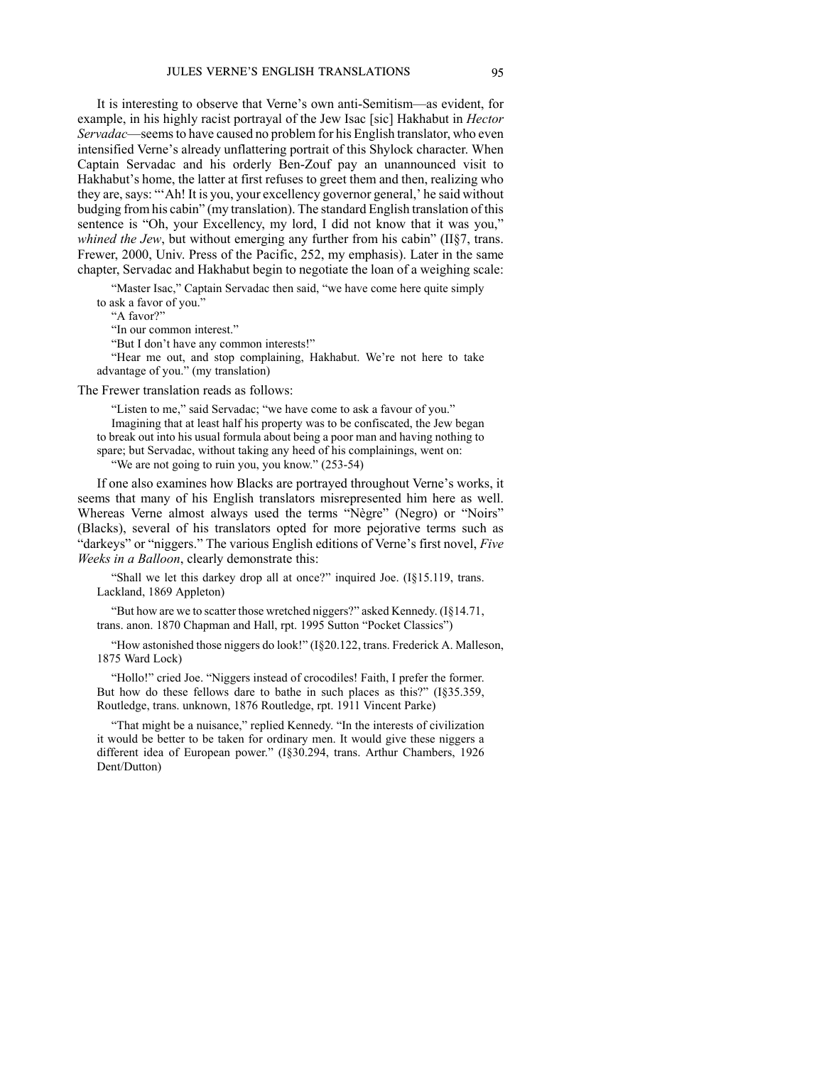It is interesting to observe that Verne's own anti-Semitism—as evident, for example, in his highly racist portrayal of the Jew Isac [sic] Hakhabut in *Hector Servadac*—seems to have caused no problem for his English translator, who even intensified Verne's already unflattering portrait of this Shylock character. When Captain Servadac and his orderly Ben-Zouf pay an unannounced visit to Hakhabut's home, the latter at first refuses to greet them and then, realizing who they are, says: "'Ah! It is you, your excellency governor general,' he said without budging from his cabin" (my translation). The standard English translation of this sentence is "Oh, your Excellency, my lord, I did not know that it was you," *whined the Jew*, but without emerging any further from his cabin" (II§7, trans. Frewer, 2000, Univ. Press of the Pacific, 252, my emphasis). Later in the same chapter, Servadac and Hakhabut begin to negotiate the loan of a weighing scale:

> "Master Isac," Captain Servadac then said, "we have come here quite simply to ask a favor of you."
>
> "A favor?"
>
> "In our common interest."
>
> "But I don't have any common interests!"
>
> "Hear me out, and stop complaining, Hakhabut. We're not here to take advantage of you." (my translation)

The Frewer translation reads as follows:

> "Listen to me," said Servadac; "we have come to ask a favour of you."
>
> Imagining that at least half his property was to be confiscated, the Jew began to break out into his usual formula about being a poor man and having nothing to spare; but Servadac, without taking any heed of his complainings, went on:
>
> "We are not going to ruin you, you know." (253-54)

If one also examines how Blacks are portrayed throughout Verne's works, it seems that many of his English translators misrepresented him here as well. Whereas Verne almost always used the terms "Nègre" (Negro) or "Noirs" (Blacks), several of his translators opted for more pejorative terms such as "darkeys" or "niggers." The various English editions of Verne's first novel, *Five Weeks in a Balloon*, clearly demonstrate this:

> "Shall we let this darkey drop all at once?" inquired Joe. (I§15.119, trans. Lackland, 1869 Appleton)

> "But how are we to scatter those wretched niggers?" asked Kennedy. (I§14.71, trans. anon. 1870 Chapman and Hall, rpt. 1995 Sutton "Pocket Classics")

> "How astonished those niggers do look!" (I§20.122, trans. Frederick A. Malleson, 1875 Ward Lock)

> "Hollo!" cried Joe. "Niggers instead of crocodiles! Faith, I prefer the former. But how do these fellows dare to bathe in such places as this?" (I§35.359, Routledge, trans. unknown, 1876 Routledge, rpt. 1911 Vincent Parke)

> "That might be a nuisance," replied Kennedy. "In the interests of civilization it would be better to be taken for ordinary men. It would give these niggers a different idea of European power." (I§30.294, trans. Arthur Chambers, 1926 Dent/Dutton)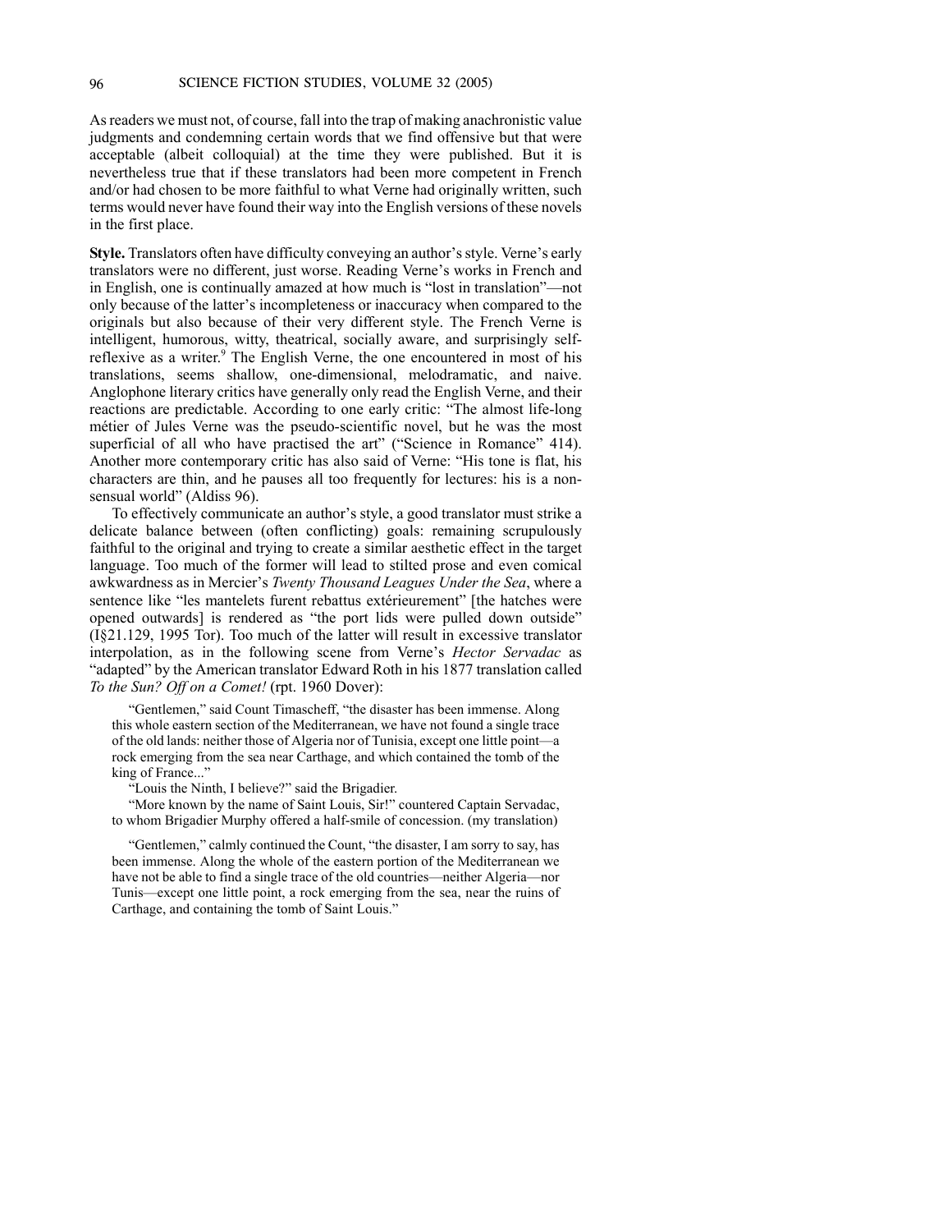As readers we must not, of course, fall into the trap of making anachronistic value judgments and condemning certain words that we find offensive but that were acceptable (albeit colloquial) at the time they were published. But it is nevertheless true that if these translators had been more competent in French and/or had chosen to be more faithful to what Verne had originally written, such terms would never have found their way into the English versions of these novels in the first place.

**Style.** Translators often have difficulty conveying an author's style. Verne's early translators were no different, just worse. Reading Verne's works in French and in English, one is continually amazed at how much is "lost in translation"—not only because of the latter's incompleteness or inaccuracy when compared to the originals but also because of their very different style. The French Verne is intelligent, humorous, witty, theatrical, socially aware, and surprisingly self-reflexive as a writer.[9] The English Verne, the one encountered in most of his translations, seems shallow, one-dimensional, melodramatic, and naive. Anglophone literary critics have generally only read the English Verne, and their reactions are predictable. According to one early critic: "The almost life-long métier of Jules Verne was the pseudo-scientific novel, but he was the most superficial of all who have practised the art" ("Science in Romance" 414). Another more contemporary critic has also said of Verne: "His tone is flat, his characters are thin, and he pauses all too frequently for lectures: his is a non-sensual world" (Aldiss 96).

To effectively communicate an author's style, a good translator must strike a delicate balance between (often conflicting) goals: remaining scrupulously faithful to the original and trying to create a similar aesthetic effect in the target language. Too much of the former will lead to stilted prose and even comical awkwardness as in Mercier's *Twenty Thousand Leagues Under the Sea*, where a sentence like "les mantelets furent rebattus extérieurement" [the hatches were opened outwards] is rendered as "the port lids were pulled down outside" (I§21.129, 1995 Tor). Too much of the latter will result in excessive translator interpolation, as in the following scene from Verne's *Hector Servadac* as "adapted" by the American translator Edward Roth in his 1877 translation called *To the Sun? Off on a Comet!* (rpt. 1960 Dover):

> "Gentlemen," said Count Timascheff, "the disaster has been immense. Along this whole eastern section of the Mediterranean, we have not found a single trace of the old lands: neither those of Algeria nor of Tunisia, except one little point—a rock emerging from the sea near Carthage, and which contained the tomb of the king of France..."
>
> "Louis the Ninth, I believe?" said the Brigadier.
>
> "More known by the name of Saint Louis, Sir!" countered Captain Servadac, to whom Brigadier Murphy offered a half-smile of concession. (my translation)

> "Gentlemen," calmly continued the Count, "the disaster, I am sorry to say, has been immense. Along the whole of the eastern portion of the Mediterranean we have not be able to find a single trace of the old countries—neither Algeria—nor Tunis—except one little point, a rock emerging from the sea, near the ruins of Carthage, and containing the tomb of Saint Louis."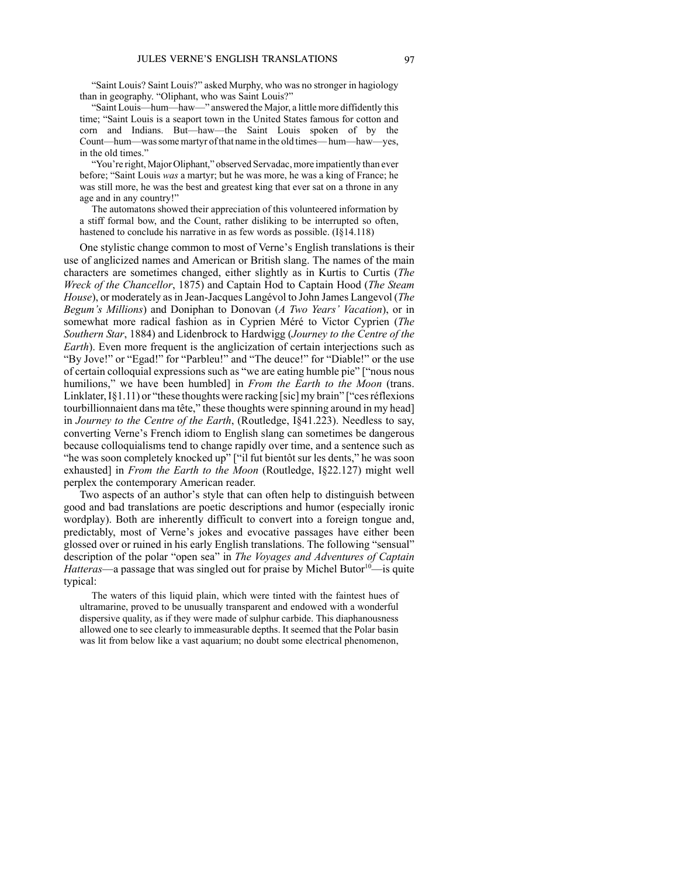> "Saint Louis? Saint Louis?" asked Murphy, who was no stronger in hagiology than in geography. "Oliphant, who was Saint Louis?"
>
> "Saint Louis—hum—haw—" answered the Major, a little more diffidently this time; "Saint Louis is a seaport town in the United States famous for cotton and corn and Indians. But—haw—the Saint Louis spoken of by the Count—hum—was some martyr of that name in the old times— hum—haw—yes, in the old times."
>
> "You're right, Major Oliphant," observed Servadac, more impatiently than ever before; "Saint Louis *was* a martyr; but he was more, he was a king of France; he was still more, he was the best and greatest king that ever sat on a throne in any age and in any country!"
>
> The automatons showed their appreciation of this volunteered information by a stiff formal bow, and the Count, rather disliking to be interrupted so often, hastened to conclude his narrative in as few words as possible. (I§14.118)

One stylistic change common to most of Verne's English translations is their use of anglicized names and American or British slang. The names of the main characters are sometimes changed, either slightly as in Kurtis to Curtis (*The Wreck of the Chancellor*, 1875) and Captain Hod to Captain Hood (*The Steam House*), or moderately as in Jean-Jacques Langévol to John James Langevol (*The Begum's Millions*) and Doniphan to Donovan (*A Two Years' Vacation*), or in somewhat more radical fashion as in Cyprien Méré to Victor Cyprien (*The Southern Star*, 1884) and Lidenbrock to Hardwigg (*Journey to the Centre of the Earth*). Even more frequent is the anglicization of certain interjections such as "By Jove!" or "Egad!" for "Parbleu!" and "The deuce!" for "Diable!" or the use of certain colloquial expressions such as "we are eating humble pie" ["nous nous humilions," we have been humbled] in *From the Earth to the Moon* (trans. Linklater, I§1.11) or "these thoughts were racking [sic] my brain" ["ces réflexions tourbillionnaient dans ma tête," these thoughts were spinning around in my head] in *Journey to the Centre of the Earth*, (Routledge, I§41.223). Needless to say, converting Verne's French idiom to English slang can sometimes be dangerous because colloquialisms tend to change rapidly over time, and a sentence such as "he was soon completely knocked up" ["il fut bientôt sur les dents," he was soon exhausted] in *From the Earth to the Moon* (Routledge, I§22.127) might well perplex the contemporary American reader.

Two aspects of an author's style that can often help to distinguish between good and bad translations are poetic descriptions and humor (especially ironic wordplay). Both are inherently difficult to convert into a foreign tongue and, predictably, most of Verne's jokes and evocative passages have either been glossed over or ruined in his early English translations. The following "sensual" description of the polar "open sea" in *The Voyages and Adventures of Captain Hatteras*—a passage that was singled out for praise by Michel Butor[10]—is quite typical:

> The waters of this liquid plain, which were tinted with the faintest hues of ultramarine, proved to be unusually transparent and endowed with a wonderful dispersive quality, as if they were made of sulphur carbide. This diaphanousness allowed one to see clearly to immeasurable depths. It seemed that the Polar basin was lit from below like a vast aquarium; no doubt some electrical phenomenon,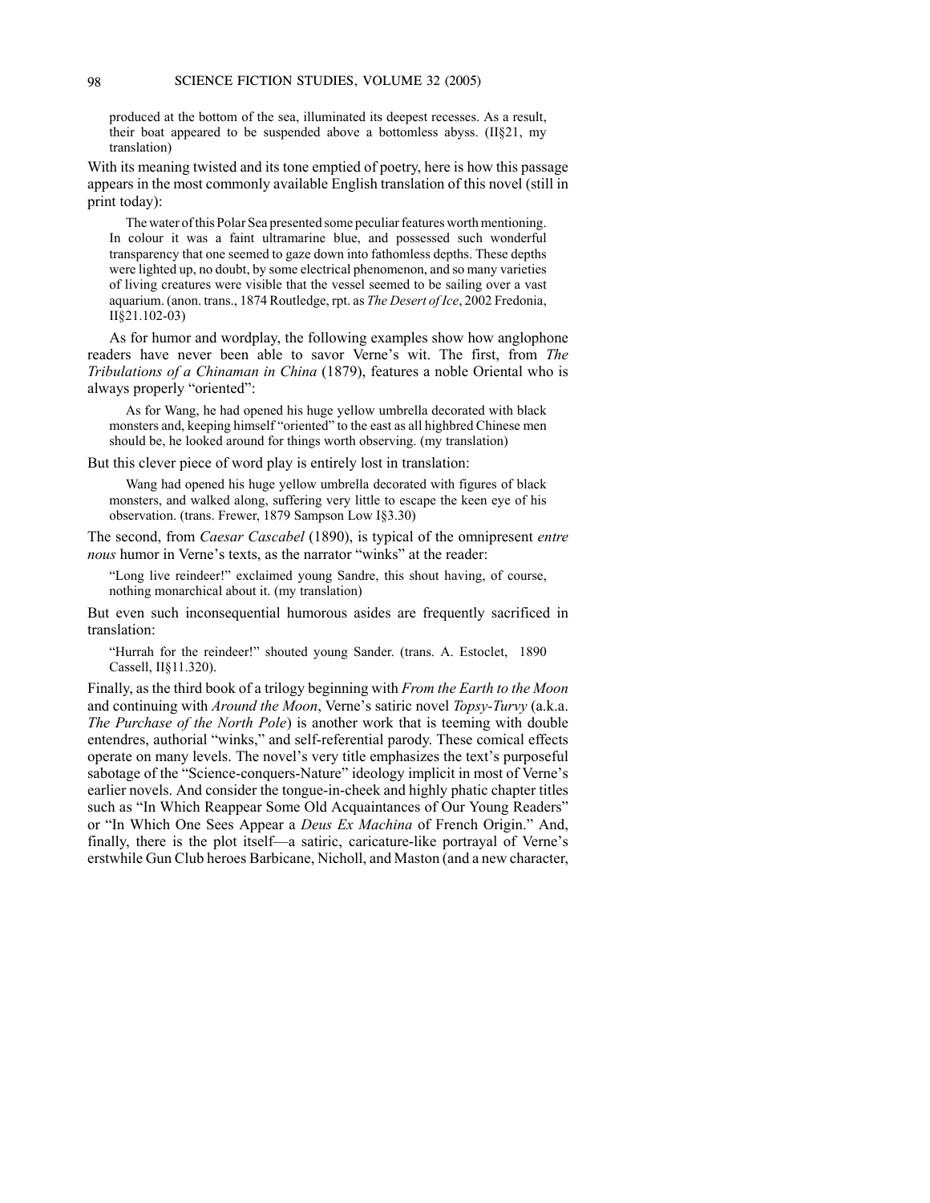> produced at the bottom of the sea, illuminated its deepest recesses. As a result, their boat appeared to be suspended above a bottomless abyss. (II§21, my translation)

With its meaning twisted and its tone emptied of poetry, here is how this passage appears in the most commonly available English translation of this novel (still in print today):

> The water of this Polar Sea presented some peculiar features worth mentioning. In colour it was a faint ultramarine blue, and possessed such wonderful transparency that one seemed to gaze down into fathomless depths. These depths were lighted up, no doubt, by some electrical phenomenon, and so many varieties of living creatures were visible that the vessel seemed to be sailing over a vast aquarium. (anon. trans., 1874 Routledge, rpt. as *The Desert of Ice*, 2002 Fredonia, II§21.102-03)

As for humor and wordplay, the following examples show how anglophone readers have never been able to savor Verne's wit. The first, from *The Tribulations of a Chinaman in China* (1879), features a noble Oriental who is always properly "oriented":

> As for Wang, he had opened his huge yellow umbrella decorated with black monsters and, keeping himself "oriented" to the east as all highbred Chinese men should be, he looked around for things worth observing. (my translation)

But this clever piece of word play is entirely lost in translation:

> Wang had opened his huge yellow umbrella decorated with figures of black monsters, and walked along, suffering very little to escape the keen eye of his observation. (trans. Frewer, 1879 Sampson Low I§3.30)

The second, from *Caesar Cascabel* (1890), is typical of the omnipresent *entre nous* humor in Verne's texts, as the narrator "winks" at the reader:

> "Long live reindeer!" exclaimed young Sandre, this shout having, of course, nothing monarchical about it. (my translation)

But even such inconsequential humorous asides are frequently sacrificed in translation:

> "Hurrah for the reindeer!" shouted young Sander. (trans. A. Estoclet, 1890 Cassell, II§11.320).

Finally, as the third book of a trilogy beginning with *From the Earth to the Moon* and continuing with *Around the Moon*, Verne's satiric novel *Topsy-Turvy* (a.k.a. *The Purchase of the North Pole*) is another work that is teeming with double entendres, authorial "winks," and self-referential parody. These comical effects operate on many levels. The novel's very title emphasizes the text's purposeful sabotage of the "Science-conquers-Nature" ideology implicit in most of Verne's earlier novels. And consider the tongue-in-cheek and highly phatic chapter titles such as "In Which Reappear Some Old Acquaintances of Our Young Readers" or "In Which One Sees Appear a *Deus Ex Machina* of French Origin." And, finally, there is the plot itself—a satiric, caricature-like portrayal of Verne's erstwhile Gun Club heroes Barbicane, Nicholl, and Maston (and a new character,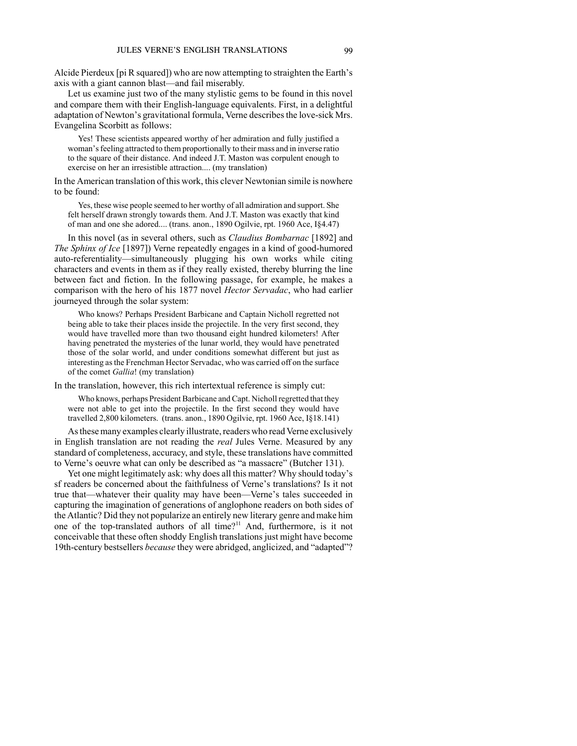Alcide Pierdeux [pi R squared]) who are now attempting to straighten the Earth's axis with a giant cannon blast—and fail miserably.

Let us examine just two of the many stylistic gems to be found in this novel and compare them with their English-language equivalents. First, in a delightful adaptation of Newton's gravitational formula, Verne describes the love-sick Mrs. Evangelina Scorbitt as follows:

> Yes! These scientists appeared worthy of her admiration and fully justified a woman's feeling attracted to them proportionally to their mass and in inverse ratio to the square of their distance. And indeed J.T. Maston was corpulent enough to exercise on her an irresistible attraction.... (my translation)

In the American translation of this work, this clever Newtonian simile is nowhere to be found:

> Yes, these wise people seemed to her worthy of all admiration and support. She felt herself drawn strongly towards them. And J.T. Maston was exactly that kind of man and one she adored.... (trans. anon., 1890 Ogilvie, rpt. 1960 Ace, I§4.47)

In this novel (as in several others, such as *Claudius Bombarnac* [1892] and *The Sphinx of Ice* [1897]) Verne repeatedly engages in a kind of good-humored auto-referentiality—simultaneously plugging his own works while citing characters and events in them as if they really existed, thereby blurring the line between fact and fiction. In the following passage, for example, he makes a comparison with the hero of his 1877 novel *Hector Servadac*, who had earlier journeyed through the solar system:

> Who knows? Perhaps President Barbicane and Captain Nicholl regretted not being able to take their places inside the projectile. In the very first second, they would have travelled more than two thousand eight hundred kilometers! After having penetrated the mysteries of the lunar world, they would have penetrated those of the solar world, and under conditions somewhat different but just as interesting as the Frenchman Hector Servadac, who was carried off on the surface of the comet *Gallia*! (my translation)

In the translation, however, this rich intertextual reference is simply cut:

> Who knows, perhaps President Barbicane and Capt. Nicholl regretted that they were not able to get into the projectile. In the first second they would have travelled 2,800 kilometers. (trans. anon., 1890 Ogilvie, rpt. 1960 Ace, I§18.141)

As these many examples clearly illustrate, readers who read Verne exclusively in English translation are not reading the *real* Jules Verne. Measured by any standard of completeness, accuracy, and style, these translations have committed to Verne's oeuvre what can only be described as "a massacre" (Butcher 131).

Yet one might legitimately ask: why does all this matter? Why should today's sf readers be concerned about the faithfulness of Verne's translations? Is it not true that—whatever their quality may have been—Verne's tales succeeded in capturing the imagination of generations of anglophone readers on both sides of the Atlantic? Did they not popularize an entirely new literary genre and make him one of the top-translated authors of all time?[11] And, furthermore, is it not conceivable that these often shoddy English translations just might have become 19th-century bestsellers *because* they were abridged, anglicized, and "adapted"?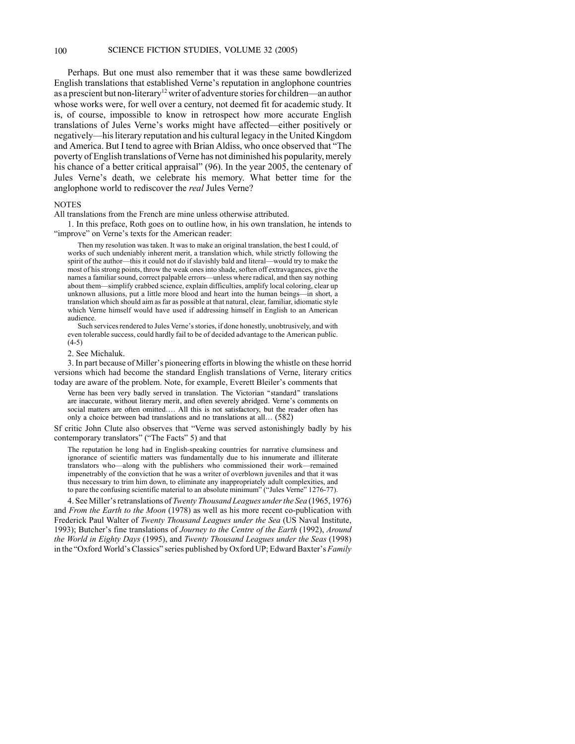Perhaps. But one must also remember that it was these same bowdlerized English translations that established Verne's reputation in anglophone countries as a prescient but non-literary[12] writer of adventure stories for children—an author whose works were, for well over a century, not deemed fit for academic study. It is, of course, impossible to know in retrospect how more accurate English translations of Jules Verne's works might have affected—either positively or negatively—his literary reputation and his cultural legacy in the United Kingdom and America. But I tend to agree with Brian Aldiss, who once observed that "The poverty of English translations of Verne has not diminished his popularity, merely his chance of a better critical appraisal" (96). In the year 2005, the centenary of Jules Verne's death, we celebrate his memory. What better time for the anglophone world to rediscover the *real* Jules Verne?

NOTES

All translations from the French are mine unless otherwise attributed.

1. In this preface, Roth goes on to outline how, in his own translation, he intends to "improve" on Verne's texts for the American reader:

> Then my resolution was taken. It was to make an original translation, the best I could, of works of such undeniably inherent merit, a translation which, while strictly following the spirit of the author—this it could not do if slavishly bald and literal—would try to make the most of his strong points, throw the weak ones into shade, soften off extravagances, give the names a familiar sound, correct palpable errors—unless where radical, and then say nothing about them—simplify crabbed science, explain difficulties, amplify local coloring, clear up unknown allusions, put a little more blood and heart into the human beings—in short, a translation which should aim as far as possible at that natural, clear, familiar, idiomatic style which Verne himself would have used if addressing himself in English to an American audience.
>
> Such services rendered to Jules Verne's stories, if done honestly, unobtrusively, and with even tolerable success, could hardly fail to be of decided advantage to the American public. (4-5)

2. See Michaluk.

3. In part because of Miller's pioneering efforts in blowing the whistle on these horrid versions which had become the standard English translations of Verne, literary critics today are aware of the problem. Note, for example, Everett Bleiler's comments that

> Verne has been very badly served in translation. The Victorian "standard" translations are inaccurate, without literary merit, and often severely abridged. Verne's comments on social matters are often omitted.... All this is not satisfactory, but the reader often has only a choice between bad translations and no translations at all... (582)

Sf critic John Clute also observes that "Verne was served astonishingly badly by his contemporary translators" ("The Facts" 5) and that

> The reputation he long had in English-speaking countries for narrative clumsiness and ignorance of scientific matters was fundamentally due to his innumerate and illiterate translators who—along with the publishers who commissioned their work—remained impenetrably of the conviction that he was a writer of overblown juveniles and that it was thus necessary to trim him down, to eliminate any inappropriately adult complexities, and to pare the confusing scientific material to an absolute minimum" ("Jules Verne" 1276-77).

4. See Miller's retranslations of *Twenty Thousand Leagues under the Sea* (1965, 1976) and *From the Earth to the Moon* (1978) as well as his more recent co-publication with Frederick Paul Walter of *Twenty Thousand Leagues under the Sea* (US Naval Institute, 1993); Butcher's fine translations of *Journey to the Centre of the Earth* (1992), *Around the World in Eighty Days* (1995), and *Twenty Thousand Leagues under the Seas* (1998) in the "Oxford World's Classics" series published by Oxford UP; Edward Baxter's *Family*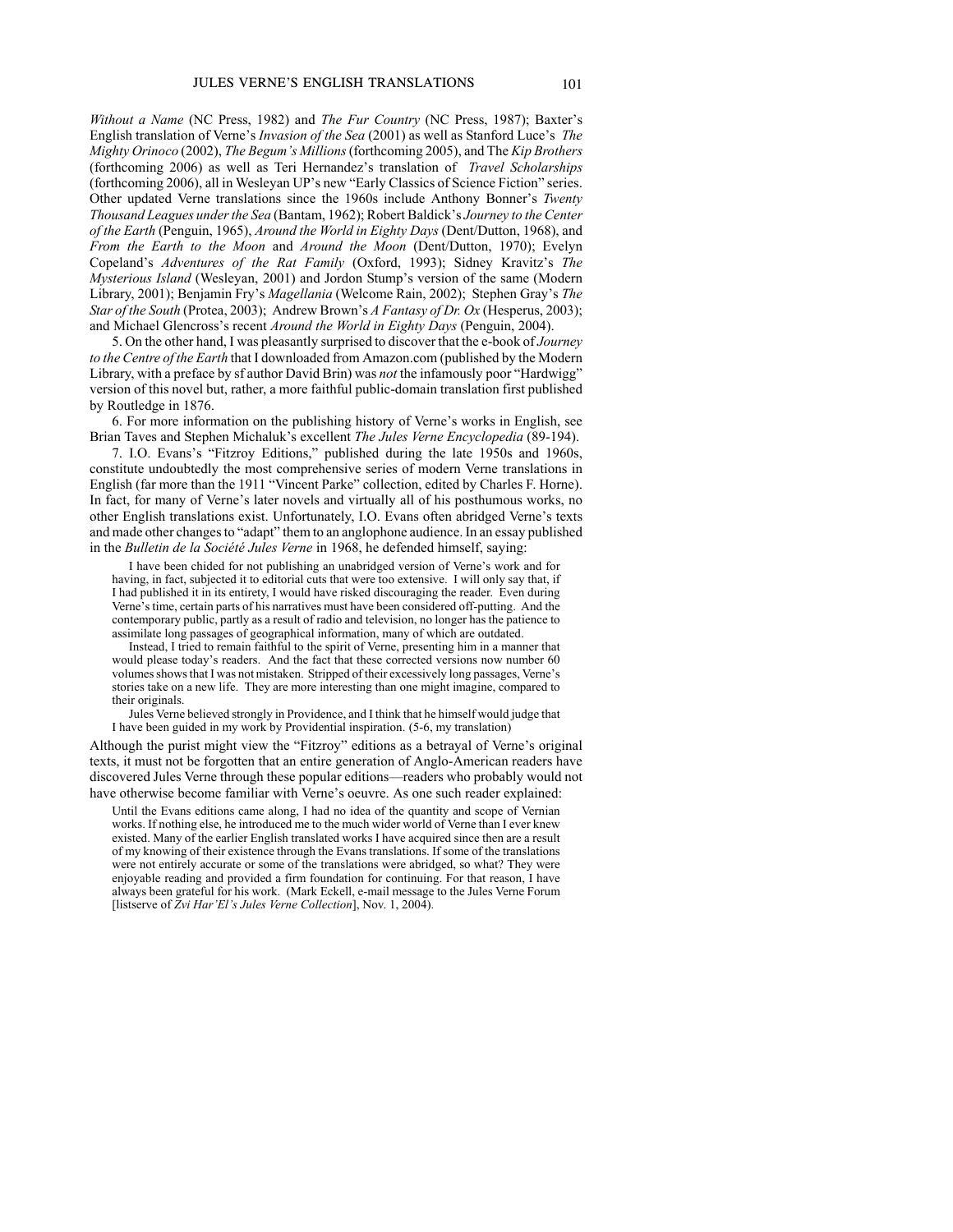*Without a Name* (NC Press, 1982) and *The Fur Country* (NC Press, 1987); Baxter's English translation of Verne's *Invasion of the Sea* (2001) as well as Stanford Luce's *The Mighty Orinoco* (2002), *The Begum's Millions* (forthcoming 2005), and The *Kip Brothers* (forthcoming 2006) as well as Teri Hernandez's translation of *Travel Scholarships* (forthcoming 2006), all in Wesleyan UP's new "Early Classics of Science Fiction" series. Other updated Verne translations since the 1960s include Anthony Bonner's *Twenty Thousand Leagues under the Sea* (Bantam, 1962); Robert Baldick's *Journey to the Center of the Earth* (Penguin, 1965), *Around the World in Eighty Days* (Dent/Dutton, 1968), and *From the Earth to the Moon* and *Around the Moon* (Dent/Dutton, 1970); Evelyn Copeland's *Adventures of the Rat Family* (Oxford, 1993); Sidney Kravitz's *The Mysterious Island* (Wesleyan, 2001) and Jordon Stump's version of the same (Modern Library, 2001); Benjamin Fry's *Magellania* (Welcome Rain, 2002); Stephen Gray's *The Star of the South* (Protea, 2003); Andrew Brown's *A Fantasy of Dr. Ox* (Hesperus, 2003); and Michael Glencross's recent *Around the World in Eighty Days* (Penguin, 2004).

5. On the other hand, I was pleasantly surprised to discover that the e-book of *Journey to the Centre of the Earth* that I downloaded from Amazon.com (published by the Modern Library, with a preface by sf author David Brin) was *not* the infamously poor "Hardwigg" version of this novel but, rather, a more faithful public-domain translation first published by Routledge in 1876.

6. For more information on the publishing history of Verne's works in English, see Brian Taves and Stephen Michaluk's excellent *The Jules Verne Encyclopedia* (89-194).

7. I.O. Evans's "Fitzroy Editions," published during the late 1950s and 1960s, constitute undoubtedly the most comprehensive series of modern Verne translations in English (far more than the 1911 "Vincent Parke" collection, edited by Charles F. Horne). In fact, for many of Verne's later novels and virtually all of his posthumous works, no other English translations exist. Unfortunately, I.O. Evans often abridged Verne's texts and made other changes to "adapt" them to an anglophone audience. In an essay published in the *Bulletin de la Société Jules Verne* in 1968, he defended himself, saying:

> I have been chided for not publishing an unabridged version of Verne's work and for having, in fact, subjected it to editorial cuts that were too extensive. I will only say that, if I had published it in its entirety, I would have risked discouraging the reader. Even during Verne's time, certain parts of his narratives must have been considered off-putting. And the contemporary public, partly as a result of radio and television, no longer has the patience to assimilate long passages of geographical information, many of which are outdated.
>
> Instead, I tried to remain faithful to the spirit of Verne, presenting him in a manner that would please today's readers. And the fact that these corrected versions now number 60 volumes shows that I was not mistaken. Stripped of their excessively long passages, Verne's stories take on a new life. They are more interesting than one might imagine, compared to their originals.
>
> Jules Verne believed strongly in Providence, and I think that he himself would judge that I have been guided in my work by Providential inspiration. (5-6, my translation)

Although the purist might view the "Fitzroy" editions as a betrayal of Verne's original texts, it must not be forgotten that an entire generation of Anglo-American readers have discovered Jules Verne through these popular editions—readers who probably would not have otherwise become familiar with Verne's oeuvre. As one such reader explained:

> Until the Evans editions came along, I had no idea of the quantity and scope of Vernian works. If nothing else, he introduced me to the much wider world of Verne than I ever knew existed. Many of the earlier English translated works I have acquired since then are a result of my knowing of their existence through the Evans translations. If some of the translations were not entirely accurate or some of the translations were abridged, so what? They were enjoyable reading and provided a firm foundation for continuing. For that reason, I have always been grateful for his work. (Mark Eckell, e-mail message to the Jules Verne Forum [listserve of *Zvi Har'El's Jules Verne Collection*], Nov. 1, 2004).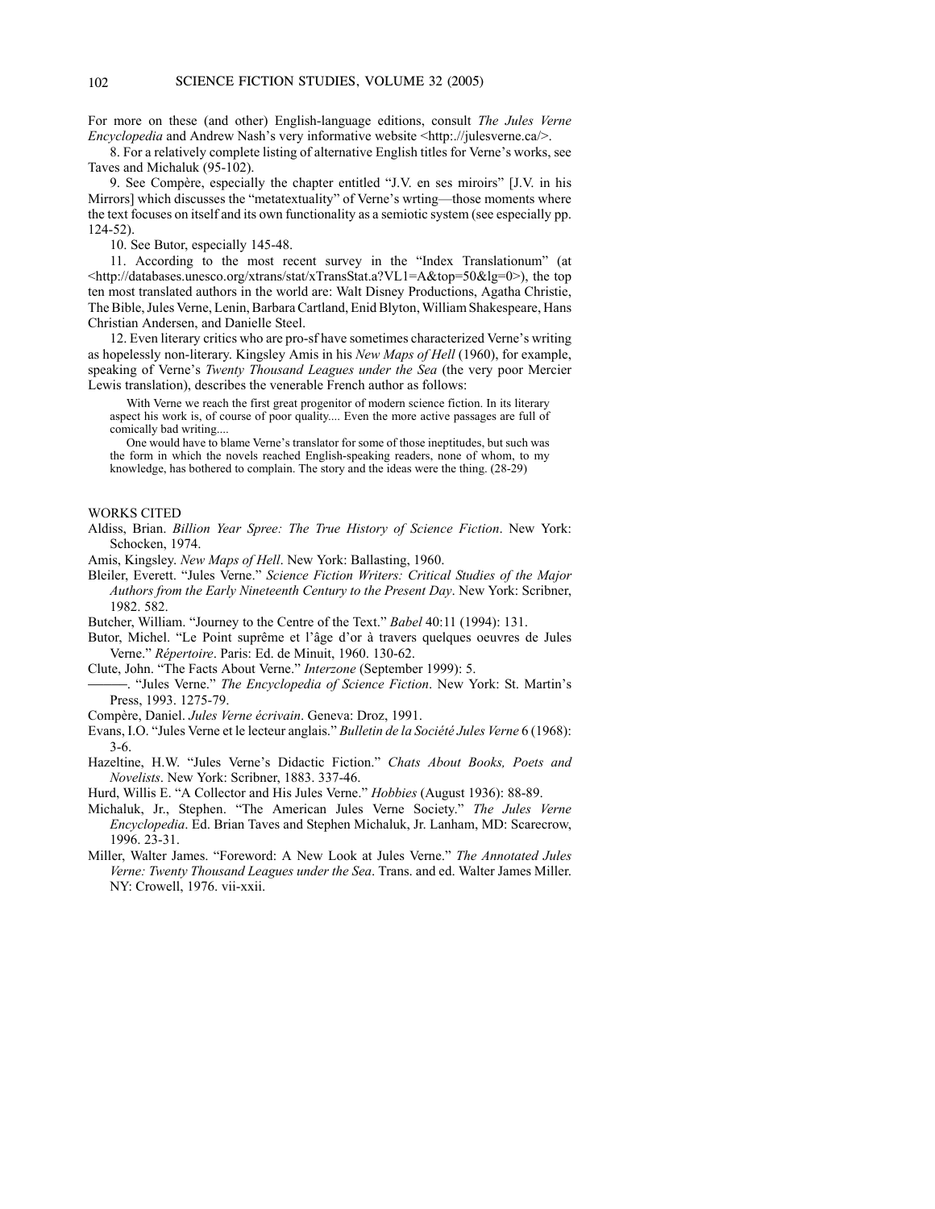For more on these (and other) English-language editions, consult *The Jules Verne Encyclopedia* and Andrew Nash's very informative website <http:.//julesverne.ca/>.

8. For a relatively complete listing of alternative English titles for Verne's works, see Taves and Michaluk (95-102).

9. See Compère, especially the chapter entitled "J.V. en ses miroirs" [J.V. in his Mirrors] which discusses the "metatextuality" of Verne's wrting—those moments where the text focuses on itself and its own functionality as a semiotic system (see especially pp. 124-52).

10. See Butor, especially 145-48.

11. According to the most recent survey in the "Index Translationum" (at <http://databases.unesco.org/xtrans/stat/xTransStat.a?VL1=A&top=50&lg=0>), the top ten most translated authors in the world are: Walt Disney Productions, Agatha Christie, The Bible, Jules Verne, Lenin, Barbara Cartland, Enid Blyton, William Shakespeare, Hans Christian Andersen, and Danielle Steel.

12. Even literary critics who are pro-sf have sometimes characterized Verne's writing as hopelessly non-literary. Kingsley Amis in his *New Maps of Hell* (1960), for example, speaking of Verne's *Twenty Thousand Leagues under the Sea* (the very poor Mercier Lewis translation), describes the venerable French author as follows:

> With Verne we reach the first great progenitor of modern science fiction. In its literary aspect his work is, of course of poor quality.... Even the more active passages are full of comically bad writing....
>
> One would have to blame Verne's translator for some of those ineptitudes, but such was the form in which the novels reached English-speaking readers, none of whom, to my knowledge, has bothered to complain. The story and the ideas were the thing. (28-29)

## WORKS CITED

Aldiss, Brian. *Billion Year Spree: The True History of Science Fiction*. New York: Schocken, 1974.

Amis, Kingsley. *New Maps of Hell*. New York: Ballasting, 1960.

Bleiler, Everett. "Jules Verne." *Science Fiction Writers: Critical Studies of the Major Authors from the Early Nineteenth Century to the Present Day*. New York: Scribner, 1982. 582.

Butcher, William. "Journey to the Centre of the Text." *Babel* 40:11 (1994): 131.

Butor, Michel. "Le Point suprême et l'âge d'or à travers quelques oeuvres de Jules Verne." *Répertoire*. Paris: Ed. de Minuit, 1960. 130-62.

Clute, John. "The Facts About Verne." *Interzone* (September 1999): 5.

———. "Jules Verne." *The Encyclopedia of Science Fiction*. New York: St. Martin's Press, 1993. 1275-79.

Compère, Daniel. *Jules Verne écrivain*. Geneva: Droz, 1991.

Evans, I.O. "Jules Verne et le lecteur anglais." *Bulletin de la Société Jules Verne* 6 (1968): 3-6.

Hazeltine, H.W. "Jules Verne's Didactic Fiction." *Chats About Books, Poets and Novelists*. New York: Scribner, 1883. 337-46.

Hurd, Willis E. "A Collector and His Jules Verne." *Hobbies* (August 1936): 88-89.

Michaluk, Jr., Stephen. "The American Jules Verne Society." *The Jules Verne Encyclopedia*. Ed. Brian Taves and Stephen Michaluk, Jr. Lanham, MD: Scarecrow, 1996. 23-31.

Miller, Walter James. "Foreword: A New Look at Jules Verne." *The Annotated Jules Verne: Twenty Thousand Leagues under the Sea*. Trans. and ed. Walter James Miller. NY: Crowell, 1976. vii-xxii.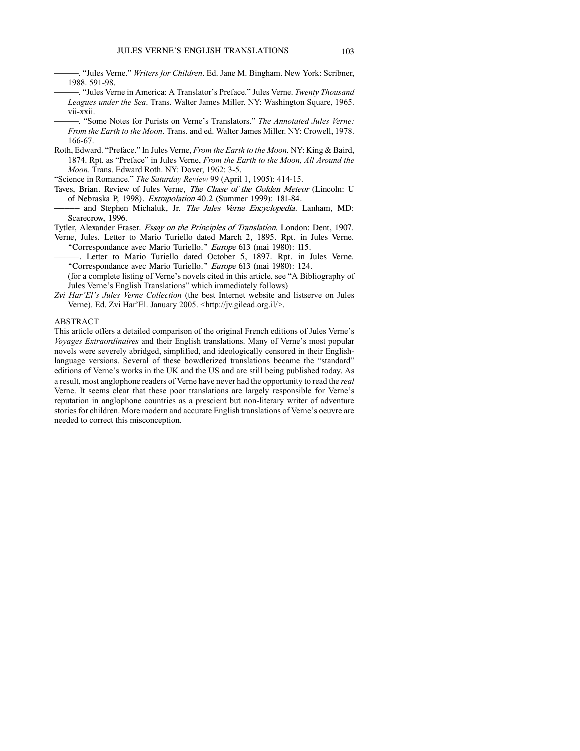———. "Jules Verne." *Writers for Children*. Ed. Jane M. Bingham. New York: Scribner, 1988. 591-98.

———. "Jules Verne in America: A Translator's Preface." Jules Verne. *Twenty Thousand Leagues under the Sea*. Trans. Walter James Miller. NY: Washington Square, 1965. vii-xxii.

———. "Some Notes for Purists on Verne's Translators." *The Annotated Jules Verne: From the Earth to the Moon*. Trans. and ed. Walter James Miller. NY: Crowell, 1978. 166-67.

Roth, Edward. "Preface." In Jules Verne, *From the Earth to the Moon.* NY: King & Baird, 1874. Rpt. as "Preface" in Jules Verne, *From the Earth to the Moon, All Around the Moon*. Trans. Edward Roth. NY: Dover, 1962: 3-5.

"Science in Romance." *The Saturday Review* 99 (April 1, 1905): 414-15.

Taves, Brian. Review of Jules Verne, *The Chase of the Golden Meteor* (Lincoln: U of Nebraska P, 1998). *Extrapolation* 40.2 (Summer 1999): 181-84.

——— and Stephen Michaluk, Jr. *The Jules Verne Encyclopedia*. Lanham, MD: Scarecrow, 1996.

Tytler, Alexander Fraser. *Essay on the Principles of Translation*. London: Dent, 1907.

Verne, Jules. Letter to Mario Turiello dated March 2, 1895. Rpt. in Jules Verne. "Correspondance avec Mario Turiello." *Europe* 613 (mai 1980): 115.

———. Letter to Mario Turiello dated October 5, 1897. Rpt. in Jules Verne. "Correspondance avec Mario Turiello." *Europe* 613 (mai 1980): 124.

(for a complete listing of Verne's novels cited in this article, see "A Bibliography of Jules Verne's English Translations" which immediately follows)

*Zvi Har'El's Jules Verne Collection* (the best Internet website and listserve on Jules Verne). Ed. Zvi Har'El. January 2005. <http://jv.gilead.org.il/>.

## ABSTRACT

This article offers a detailed comparison of the original French editions of Jules Verne's *Voyages Extraordinaires* and their English translations. Many of Verne's most popular novels were severely abridged, simplified, and ideologically censored in their English-language versions. Several of these bowdlerized translations became the "standard" editions of Verne's works in the UK and the US and are still being published today. As a result, most anglophone readers of Verne have never had the opportunity to read the *real* Verne. It seems clear that these poor translations are largely responsible for Verne's reputation in anglophone countries as a prescient but non-literary writer of adventure stories for children. More modern and accurate English translations of Verne's oeuvre are needed to correct this misconception.